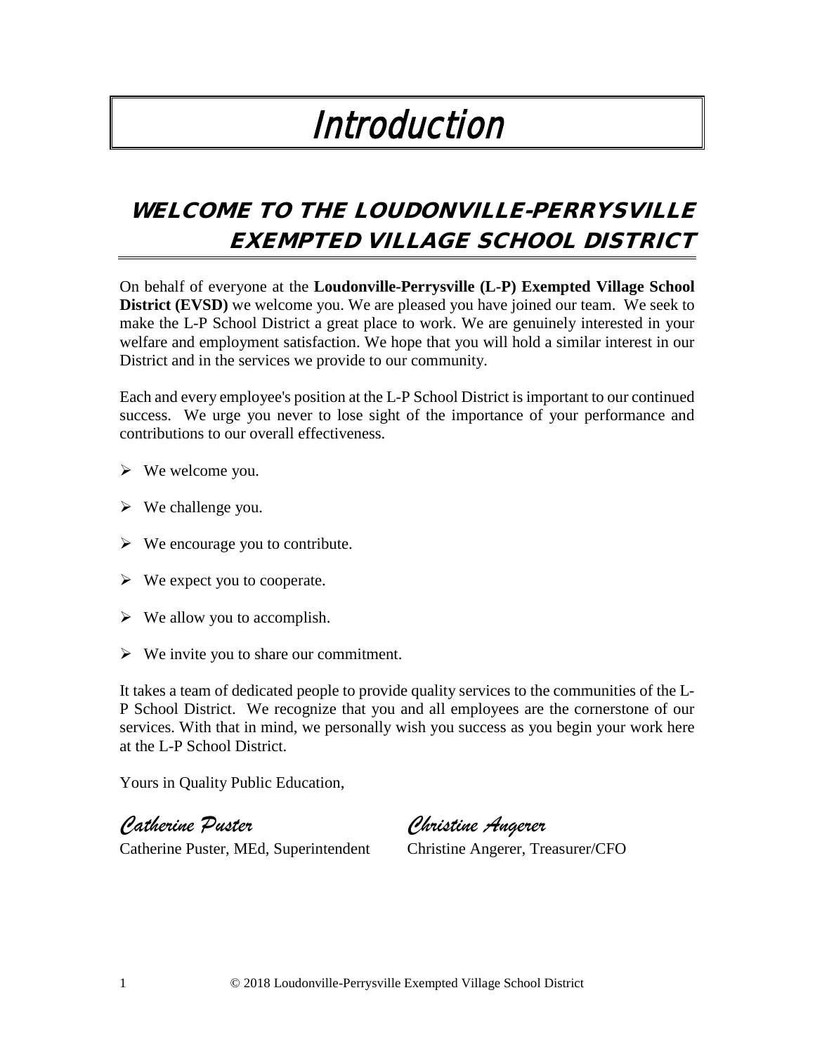# Introduction

## WELCOME TO THE LOUDONVILLE-PERRYSVILLE EXEMPTED VILLAGE SCHOOL DISTRICT

On behalf of everyone at the **Loudonville-Perrysville (L-P) Exempted Village School District (EVSD)** we welcome you. We are pleased you have joined our team. We seek to make the L-P School District a great place to work. We are genuinely interested in your welfare and employment satisfaction. We hope that you will hold a similar interest in our District and in the services we provide to our community.

Each and every employee's position at the L-P School District is important to our continued success. We urge you never to lose sight of the importance of your performance and contributions to our overall effectiveness.

- We welcome you.
- We challenge you.
- We encourage you to contribute.
- We expect you to cooperate.
- We allow you to accomplish.
- We invite you to share our commitment.

It takes a team of dedicated people to provide quality services to the communities of the L-P School District. We recognize that you and all employees are the cornerstone of our services. With that in mind, we personally wish you success as you begin your work here at the L-P School District.

Yours in Quality Public Education,

*Catherine Puster* — Catherine Puster, MEd, Superintendent

*Christine Angerer* — Christine Angerer, Treasurer/CFO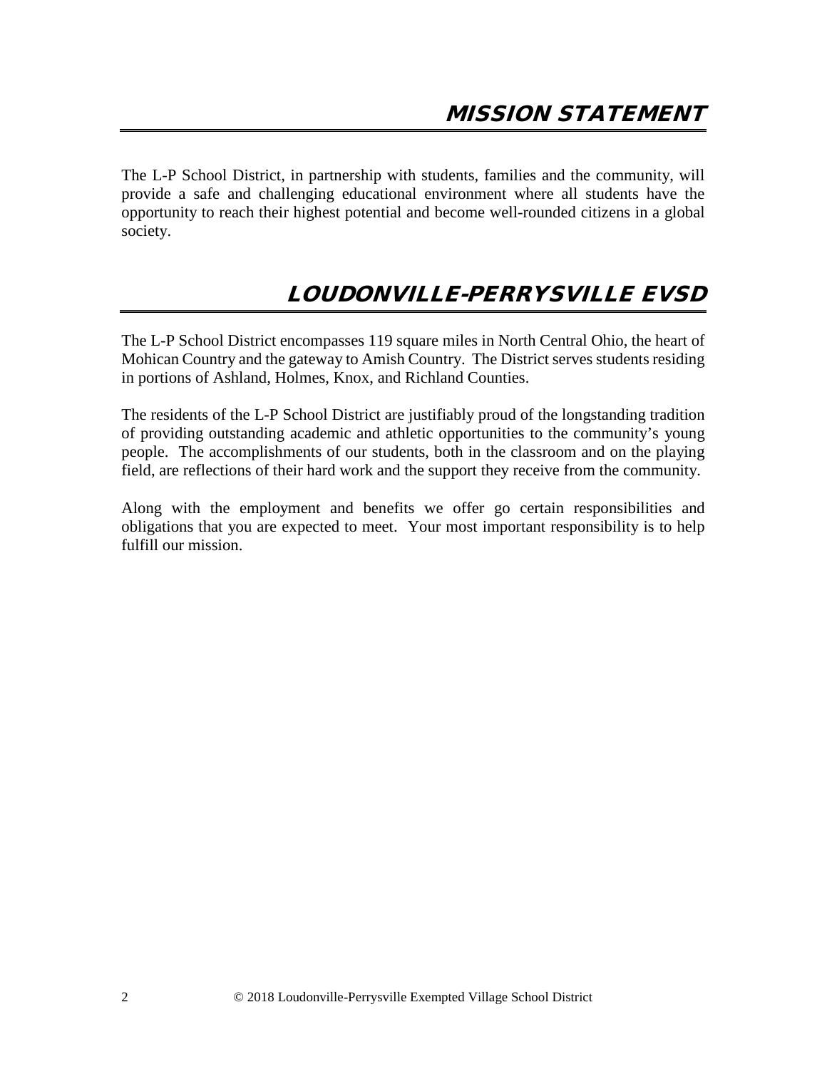# MISSION STATEMENT

The L-P School District, in partnership with students, families and the community, will provide a safe and challenging educational environment where all students have the opportunity to reach their highest potential and become well-rounded citizens in a global society.

# LOUDONVILLE-PERRYSVILLE EVSD

The L-P School District encompasses 119 square miles in North Central Ohio, the heart of Mohican Country and the gateway to Amish Country. The District serves students residing in portions of Ashland, Holmes, Knox, and Richland Counties.

The residents of the L-P School District are justifiably proud of the longstanding tradition of providing outstanding academic and athletic opportunities to the community's young people. The accomplishments of our students, both in the classroom and on the playing field, are reflections of their hard work and the support they receive from the community.

Along with the employment and benefits we offer go certain responsibilities and obligations that you are expected to meet. Your most important responsibility is to help fulfill our mission.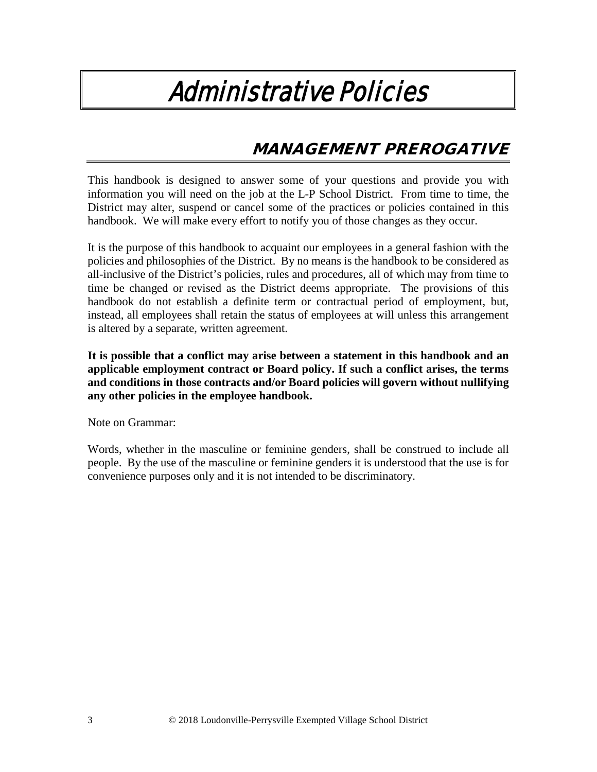# Administrative Policies

## MANAGEMENT PREROGATIVE

This handbook is designed to answer some of your questions and provide you with information you will need on the job at the L-P School District. From time to time, the District may alter, suspend or cancel some of the practices or policies contained in this handbook. We will make every effort to notify you of those changes as they occur.

It is the purpose of this handbook to acquaint our employees in a general fashion with the policies and philosophies of the District. By no means is the handbook to be considered as all-inclusive of the District's policies, rules and procedures, all of which may from time to time be changed or revised as the District deems appropriate. The provisions of this handbook do not establish a definite term or contractual period of employment, but, instead, all employees shall retain the status of employees at will unless this arrangement is altered by a separate, written agreement.

**It is possible that a conflict may arise between a statement in this handbook and an applicable employment contract or Board policy. If such a conflict arises, the terms and conditions in those contracts and/or Board policies will govern without nullifying any other policies in the employee handbook.**

Note on Grammar:

Words, whether in the masculine or feminine genders, shall be construed to include all people. By the use of the masculine or feminine genders it is understood that the use is for convenience purposes only and it is not intended to be discriminatory.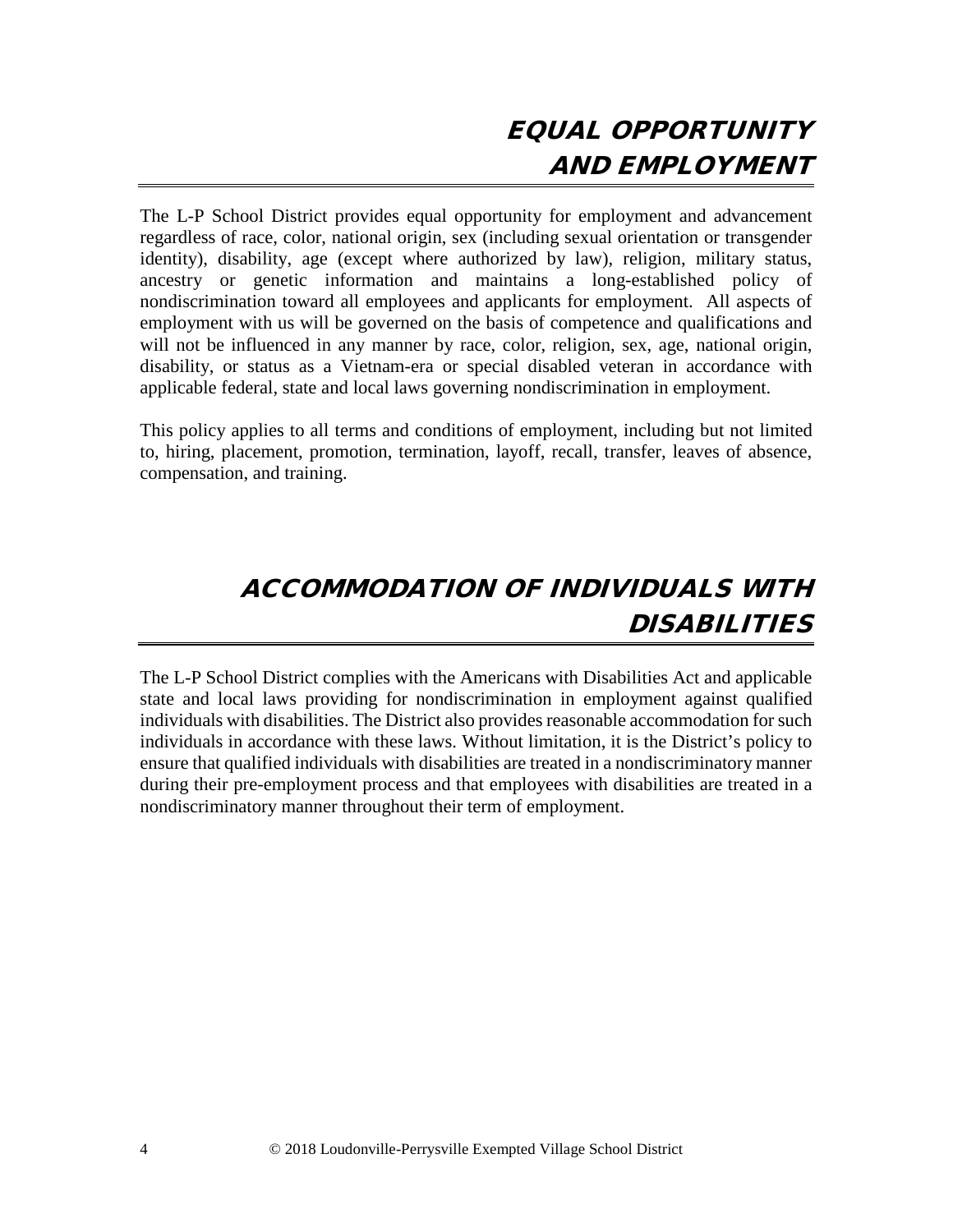# EQUAL OPPORTUNITY AND EMPLOYMENT

The L-P School District provides equal opportunity for employment and advancement regardless of race, color, national origin, sex (including sexual orientation or transgender identity), disability, age (except where authorized by law), religion, military status, ancestry or genetic information and maintains a long-established policy of nondiscrimination toward all employees and applicants for employment. All aspects of employment with us will be governed on the basis of competence and qualifications and will not be influenced in any manner by race, color, religion, sex, age, national origin, disability, or status as a Vietnam-era or special disabled veteran in accordance with applicable federal, state and local laws governing nondiscrimination in employment.

This policy applies to all terms and conditions of employment, including but not limited to, hiring, placement, promotion, termination, layoff, recall, transfer, leaves of absence, compensation, and training.

# ACCOMMODATION OF INDIVIDUALS WITH DISABILITIES

The L-P School District complies with the Americans with Disabilities Act and applicable state and local laws providing for nondiscrimination in employment against qualified individuals with disabilities. The District also provides reasonable accommodation for such individuals in accordance with these laws. Without limitation, it is the District's policy to ensure that qualified individuals with disabilities are treated in a nondiscriminatory manner during their pre-employment process and that employees with disabilities are treated in a nondiscriminatory manner throughout their term of employment.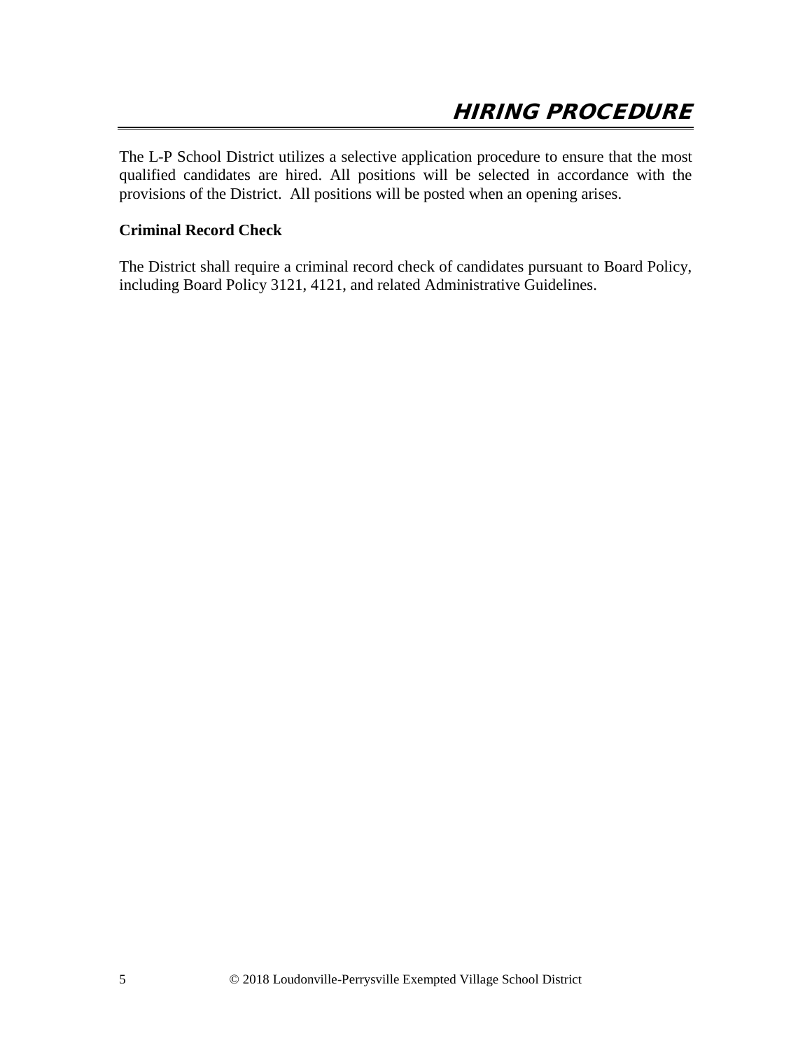# HIRING PROCEDURE

The L-P School District utilizes a selective application procedure to ensure that the most qualified candidates are hired. All positions will be selected in accordance with the provisions of the District. All positions will be posted when an opening arises.

**Criminal Record Check**

The District shall require a criminal record check of candidates pursuant to Board Policy, including Board Policy 3121, 4121, and related Administrative Guidelines.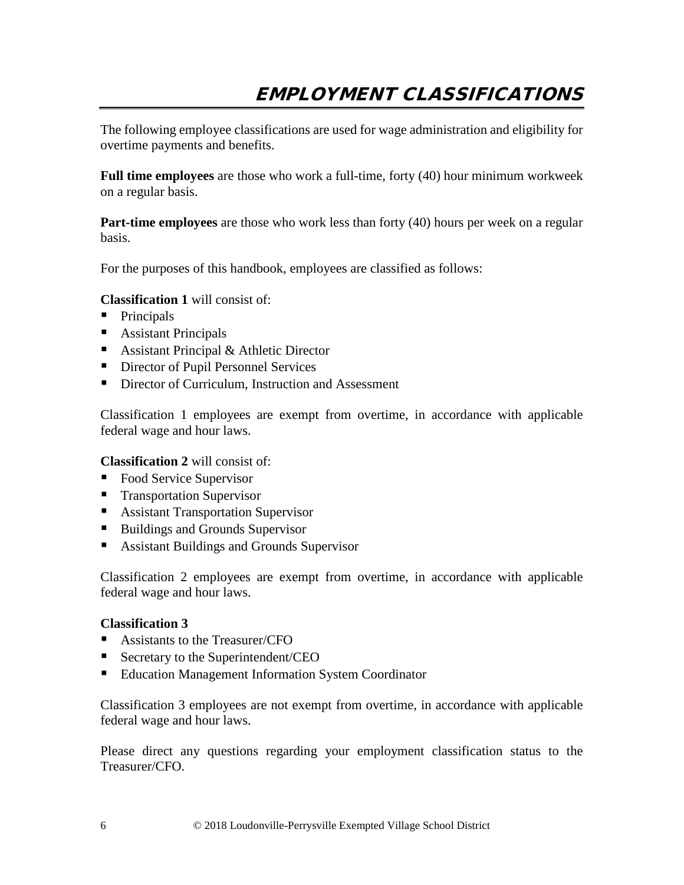# EMPLOYMENT CLASSIFICATIONS

The following employee classifications are used for wage administration and eligibility for overtime payments and benefits.

**Full time employees** are those who work a full-time, forty (40) hour minimum workweek on a regular basis.

**Part-time employees** are those who work less than forty (40) hours per week on a regular basis.

For the purposes of this handbook, employees are classified as follows:

**Classification 1** will consist of:

- Principals
- Assistant Principals
- Assistant Principal & Athletic Director
- Director of Pupil Personnel Services
- Director of Curriculum, Instruction and Assessment

Classification 1 employees are exempt from overtime, in accordance with applicable federal wage and hour laws.

**Classification 2** will consist of:

- Food Service Supervisor
- Transportation Supervisor
- Assistant Transportation Supervisor
- Buildings and Grounds Supervisor
- Assistant Buildings and Grounds Supervisor

Classification 2 employees are exempt from overtime, in accordance with applicable federal wage and hour laws.

**Classification 3**

- Assistants to the Treasurer/CFO
- Secretary to the Superintendent/CEO
- Education Management Information System Coordinator

Classification 3 employees are not exempt from overtime, in accordance with applicable federal wage and hour laws.

Please direct any questions regarding your employment classification status to the Treasurer/CFO.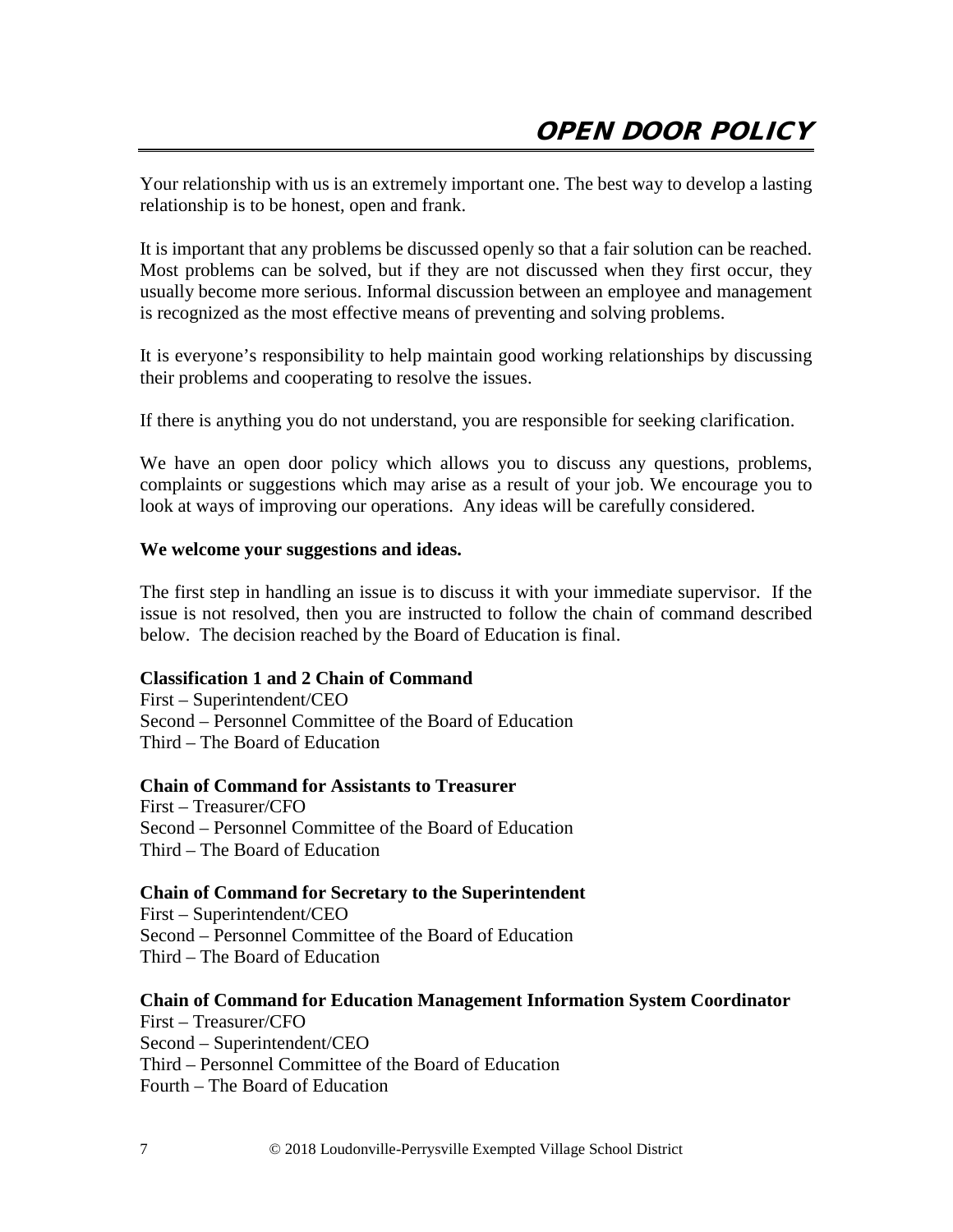# OPEN DOOR POLICY

Your relationship with us is an extremely important one. The best way to develop a lasting relationship is to be honest, open and frank.

It is important that any problems be discussed openly so that a fair solution can be reached. Most problems can be solved, but if they are not discussed when they first occur, they usually become more serious. Informal discussion between an employee and management is recognized as the most effective means of preventing and solving problems.

It is everyone's responsibility to help maintain good working relationships by discussing their problems and cooperating to resolve the issues.

If there is anything you do not understand, you are responsible for seeking clarification.

We have an open door policy which allows you to discuss any questions, problems, complaints or suggestions which may arise as a result of your job. We encourage you to look at ways of improving our operations. Any ideas will be carefully considered.

**We welcome your suggestions and ideas.**

The first step in handling an issue is to discuss it with your immediate supervisor. If the issue is not resolved, then you are instructed to follow the chain of command described below. The decision reached by the Board of Education is final.

**Classification 1 and 2 Chain of Command**
First – Superintendent/CEO
Second – Personnel Committee of the Board of Education
Third – The Board of Education

**Chain of Command for Assistants to Treasurer**
First – Treasurer/CFO
Second – Personnel Committee of the Board of Education
Third – The Board of Education

**Chain of Command for Secretary to the Superintendent**
First – Superintendent/CEO
Second – Personnel Committee of the Board of Education
Third – The Board of Education

**Chain of Command for Education Management Information System Coordinator**
First – Treasurer/CFO
Second – Superintendent/CEO
Third – Personnel Committee of the Board of Education
Fourth – The Board of Education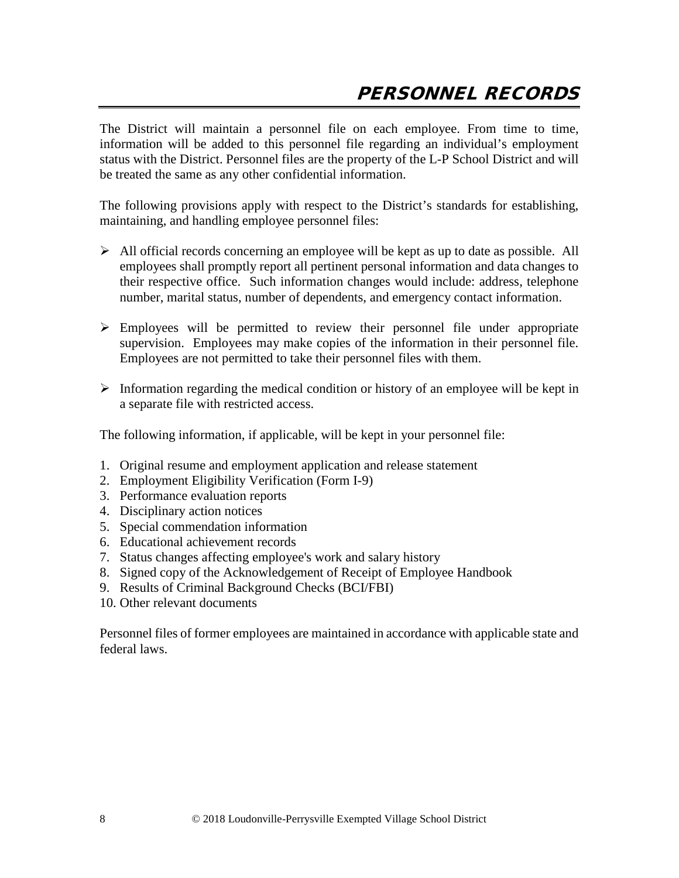# PERSONNEL RECORDS

The District will maintain a personnel file on each employee. From time to time, information will be added to this personnel file regarding an individual's employment status with the District. Personnel files are the property of the L-P School District and will be treated the same as any other confidential information.

The following provisions apply with respect to the District's standards for establishing, maintaining, and handling employee personnel files:

- All official records concerning an employee will be kept as up to date as possible. All employees shall promptly report all pertinent personal information and data changes to their respective office. Such information changes would include: address, telephone number, marital status, number of dependents, and emergency contact information.

- Employees will be permitted to review their personnel file under appropriate supervision. Employees may make copies of the information in their personnel file. Employees are not permitted to take their personnel files with them.

- Information regarding the medical condition or history of an employee will be kept in a separate file with restricted access.

The following information, if applicable, will be kept in your personnel file:

1. Original resume and employment application and release statement
2. Employment Eligibility Verification (Form I-9)
3. Performance evaluation reports
4. Disciplinary action notices
5. Special commendation information
6. Educational achievement records
7. Status changes affecting employee's work and salary history
8. Signed copy of the Acknowledgement of Receipt of Employee Handbook
9. Results of Criminal Background Checks (BCI/FBI)
10. Other relevant documents

Personnel files of former employees are maintained in accordance with applicable state and federal laws.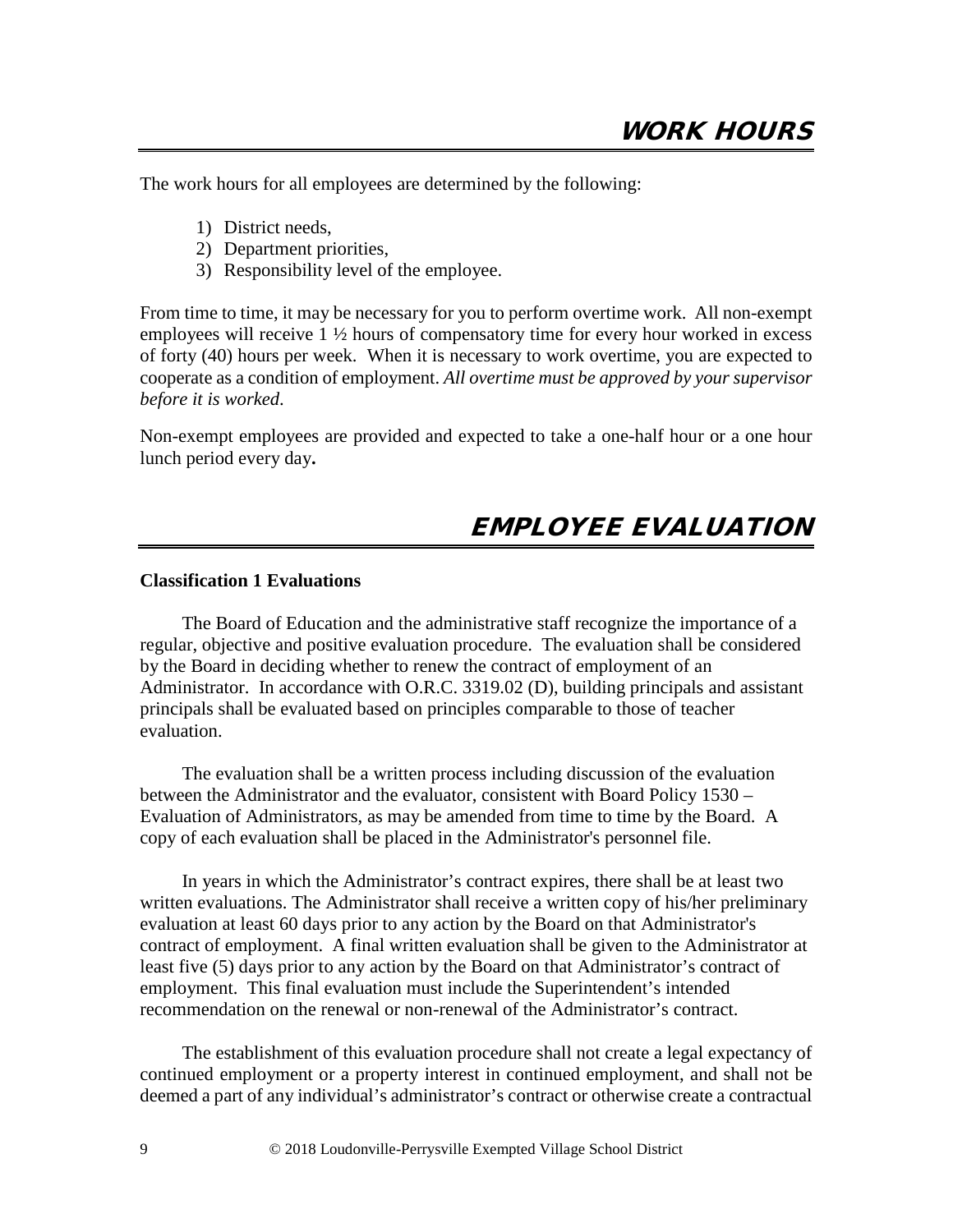# WORK HOURS

The work hours for all employees are determined by the following:

1) District needs,
2) Department priorities,
3) Responsibility level of the employee.

From time to time, it may be necessary for you to perform overtime work. All non-exempt employees will receive 1 ½ hours of compensatory time for every hour worked in excess of forty (40) hours per week. When it is necessary to work overtime, you are expected to cooperate as a condition of employment. *All overtime must be approved by your supervisor before it is worked*.

Non-exempt employees are provided and expected to take a one-half hour or a one hour lunch period every day**.**

# EMPLOYEE EVALUATION

**Classification 1 Evaluations**

The Board of Education and the administrative staff recognize the importance of a regular, objective and positive evaluation procedure. The evaluation shall be considered by the Board in deciding whether to renew the contract of employment of an Administrator. In accordance with O.R.C. 3319.02 (D), building principals and assistant principals shall be evaluated based on principles comparable to those of teacher evaluation.

The evaluation shall be a written process including discussion of the evaluation between the Administrator and the evaluator, consistent with Board Policy 1530 – Evaluation of Administrators, as may be amended from time to time by the Board. A copy of each evaluation shall be placed in the Administrator's personnel file.

In years in which the Administrator's contract expires, there shall be at least two written evaluations. The Administrator shall receive a written copy of his/her preliminary evaluation at least 60 days prior to any action by the Board on that Administrator's contract of employment. A final written evaluation shall be given to the Administrator at least five (5) days prior to any action by the Board on that Administrator's contract of employment. This final evaluation must include the Superintendent's intended recommendation on the renewal or non-renewal of the Administrator's contract.

The establishment of this evaluation procedure shall not create a legal expectancy of continued employment or a property interest in continued employment, and shall not be deemed a part of any individual's administrator's contract or otherwise create a contractual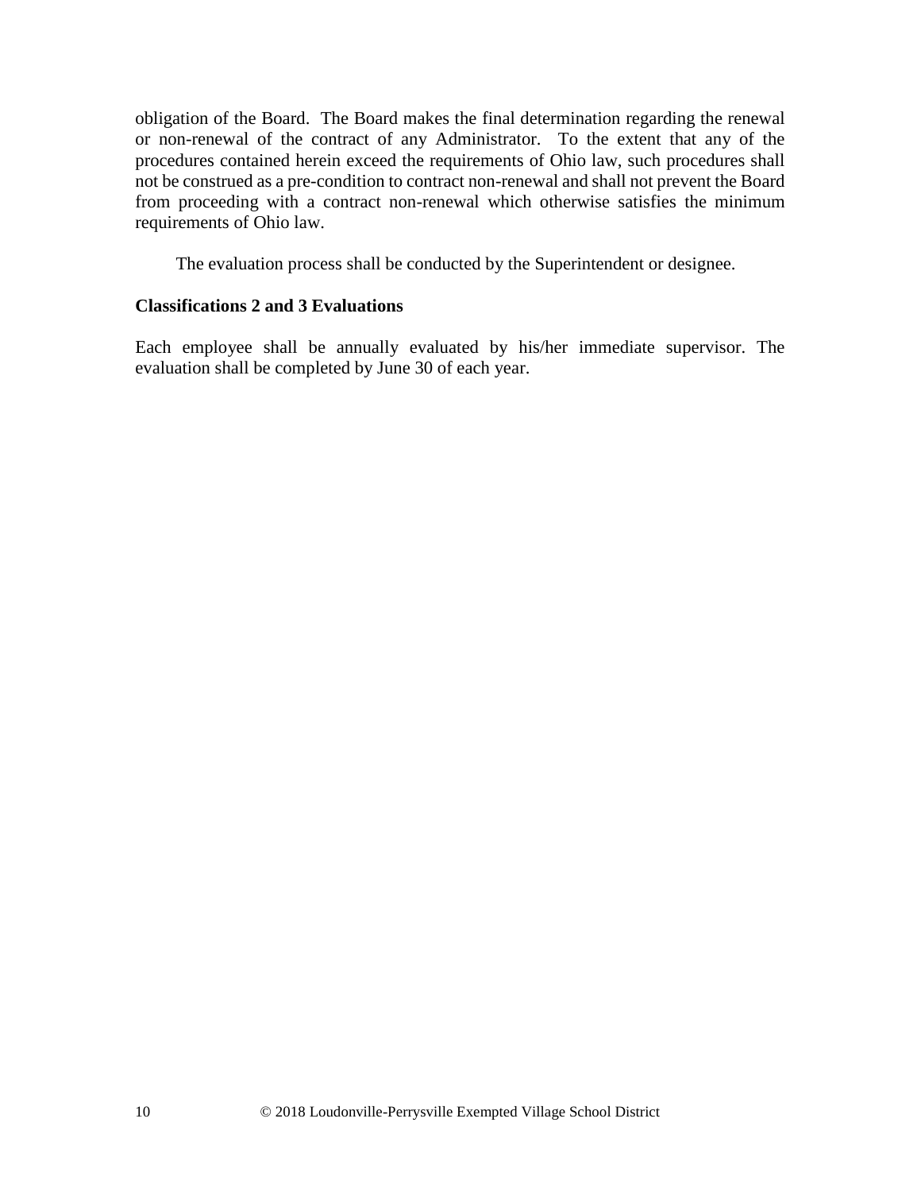obligation of the Board. The Board makes the final determination regarding the renewal or non-renewal of the contract of any Administrator. To the extent that any of the procedures contained herein exceed the requirements of Ohio law, such procedures shall not be construed as a pre-condition to contract non-renewal and shall not prevent the Board from proceeding with a contract non-renewal which otherwise satisfies the minimum requirements of Ohio law.

The evaluation process shall be conducted by the Superintendent or designee.

**Classifications 2 and 3 Evaluations**

Each employee shall be annually evaluated by his/her immediate supervisor. The evaluation shall be completed by June 30 of each year.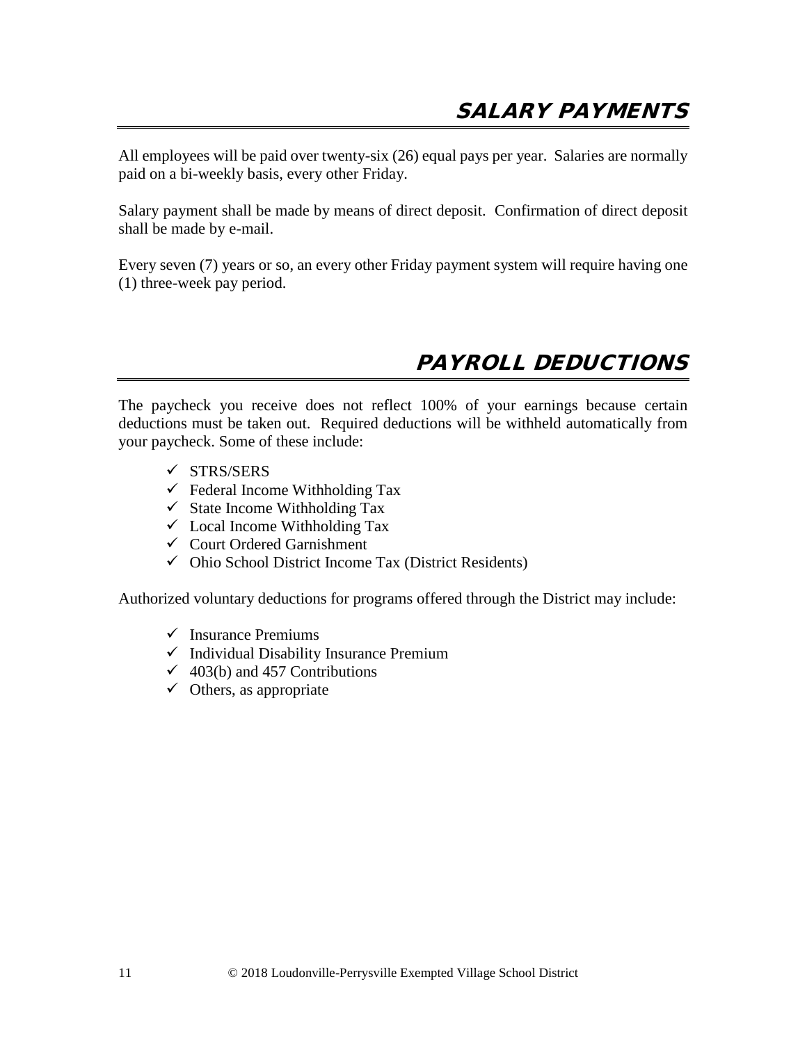# SALARY PAYMENTS

All employees will be paid over twenty-six (26) equal pays per year. Salaries are normally paid on a bi-weekly basis, every other Friday.

Salary payment shall be made by means of direct deposit. Confirmation of direct deposit shall be made by e-mail.

Every seven (7) years or so, an every other Friday payment system will require having one (1) three-week pay period.

# PAYROLL DEDUCTIONS

The paycheck you receive does not reflect 100% of your earnings because certain deductions must be taken out. Required deductions will be withheld automatically from your paycheck. Some of these include:

- ✓ STRS/SERS
- ✓ Federal Income Withholding Tax
- ✓ State Income Withholding Tax
- ✓ Local Income Withholding Tax
- ✓ Court Ordered Garnishment
- ✓ Ohio School District Income Tax (District Residents)

Authorized voluntary deductions for programs offered through the District may include:

- ✓ Insurance Premiums
- ✓ Individual Disability Insurance Premium
- ✓ 403(b) and 457 Contributions
- ✓ Others, as appropriate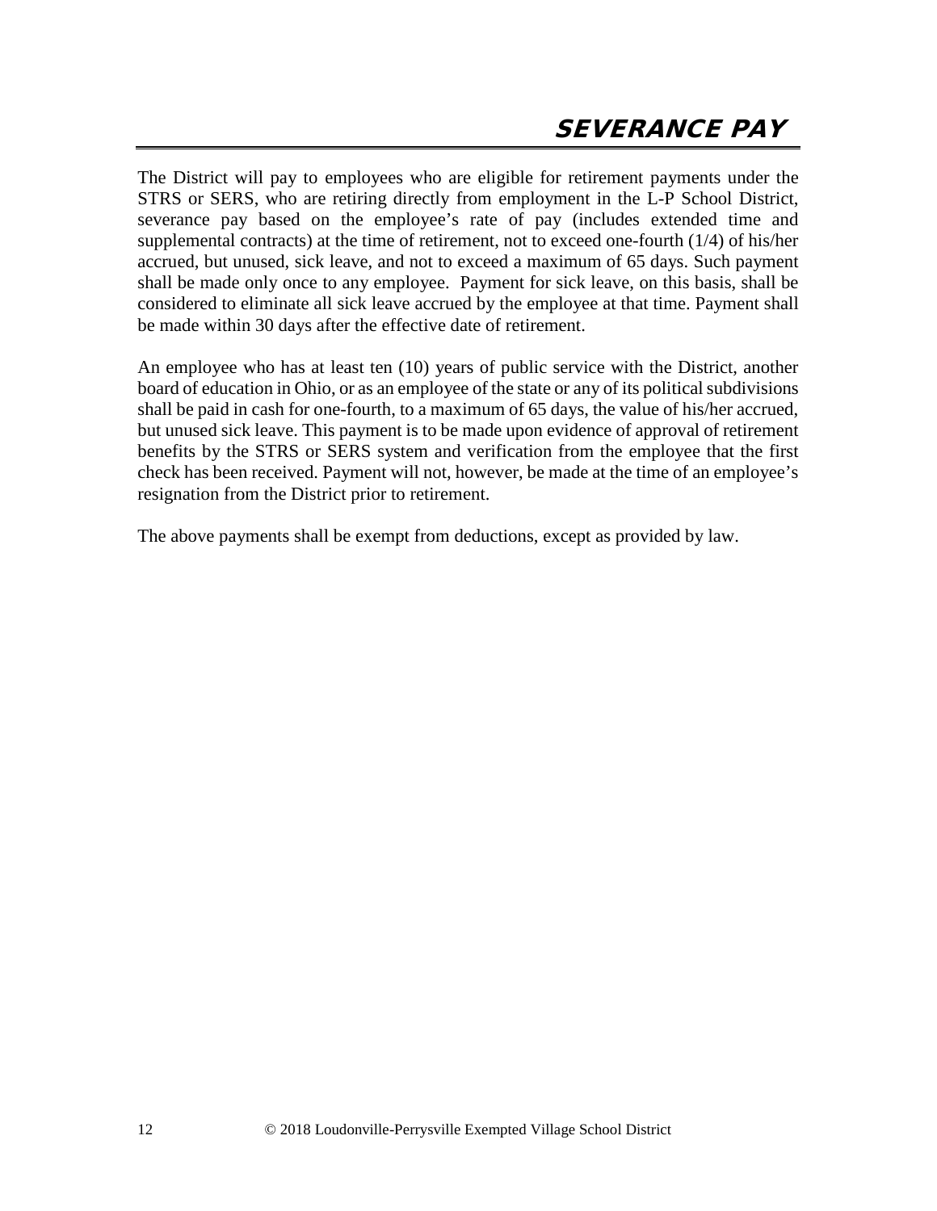# SEVERANCE PAY

The District will pay to employees who are eligible for retirement payments under the STRS or SERS, who are retiring directly from employment in the L-P School District, severance pay based on the employee's rate of pay (includes extended time and supplemental contracts) at the time of retirement, not to exceed one-fourth (1/4) of his/her accrued, but unused, sick leave, and not to exceed a maximum of 65 days. Such payment shall be made only once to any employee. Payment for sick leave, on this basis, shall be considered to eliminate all sick leave accrued by the employee at that time. Payment shall be made within 30 days after the effective date of retirement.

An employee who has at least ten (10) years of public service with the District, another board of education in Ohio, or as an employee of the state or any of its political subdivisions shall be paid in cash for one-fourth, to a maximum of 65 days, the value of his/her accrued, but unused sick leave. This payment is to be made upon evidence of approval of retirement benefits by the STRS or SERS system and verification from the employee that the first check has been received. Payment will not, however, be made at the time of an employee's resignation from the District prior to retirement.

The above payments shall be exempt from deductions, except as provided by law.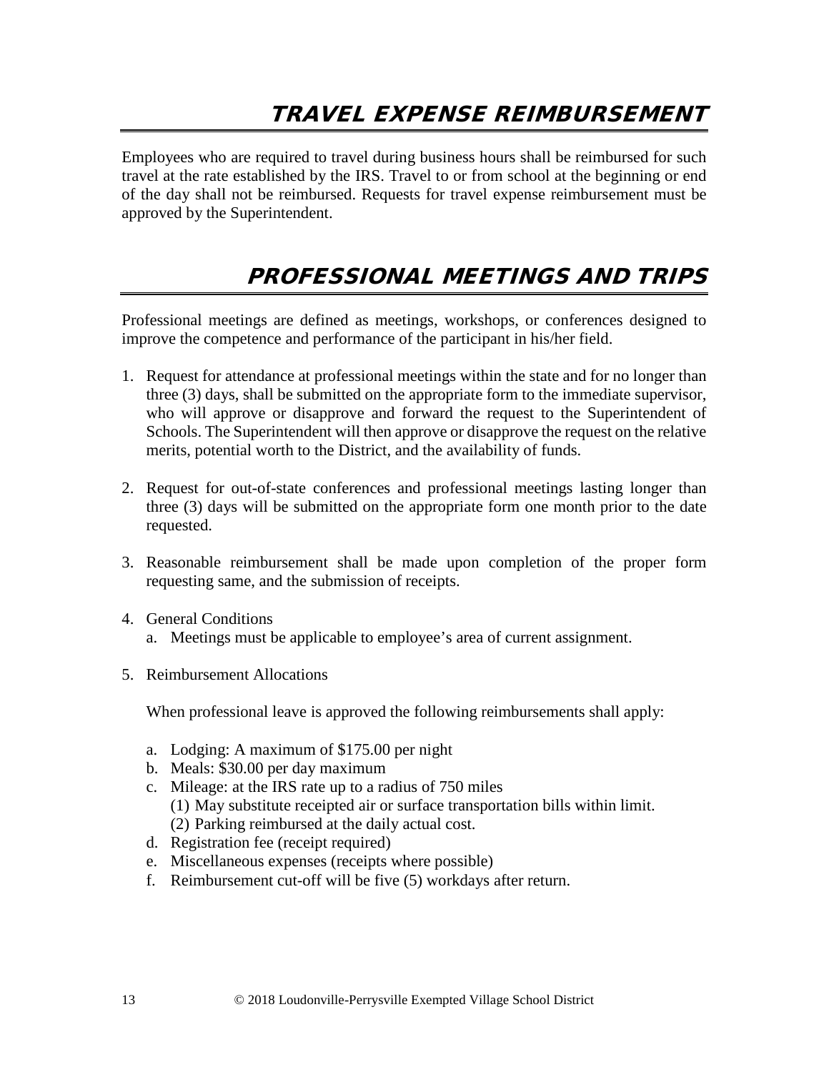# TRAVEL EXPENSE REIMBURSEMENT

Employees who are required to travel during business hours shall be reimbursed for such travel at the rate established by the IRS. Travel to or from school at the beginning or end of the day shall not be reimbursed. Requests for travel expense reimbursement must be approved by the Superintendent.

# PROFESSIONAL MEETINGS AND TRIPS

Professional meetings are defined as meetings, workshops, or conferences designed to improve the competence and performance of the participant in his/her field.

1. Request for attendance at professional meetings within the state and for no longer than three (3) days, shall be submitted on the appropriate form to the immediate supervisor, who will approve or disapprove and forward the request to the Superintendent of Schools. The Superintendent will then approve or disapprove the request on the relative merits, potential worth to the District, and the availability of funds.

2. Request for out-of-state conferences and professional meetings lasting longer than three (3) days will be submitted on the appropriate form one month prior to the date requested.

3. Reasonable reimbursement shall be made upon completion of the proper form requesting same, and the submission of receipts.

4. General Conditions
   a. Meetings must be applicable to employee's area of current assignment.

5. Reimbursement Allocations

   When professional leave is approved the following reimbursements shall apply:

   a. Lodging: A maximum of $175.00 per night
   b. Meals: $30.00 per day maximum
   c. Mileage: at the IRS rate up to a radius of 750 miles
      (1) May substitute receipted air or surface transportation bills within limit.
      (2) Parking reimbursed at the daily actual cost.
   d. Registration fee (receipt required)
   e. Miscellaneous expenses (receipts where possible)
   f. Reimbursement cut-off will be five (5) workdays after return.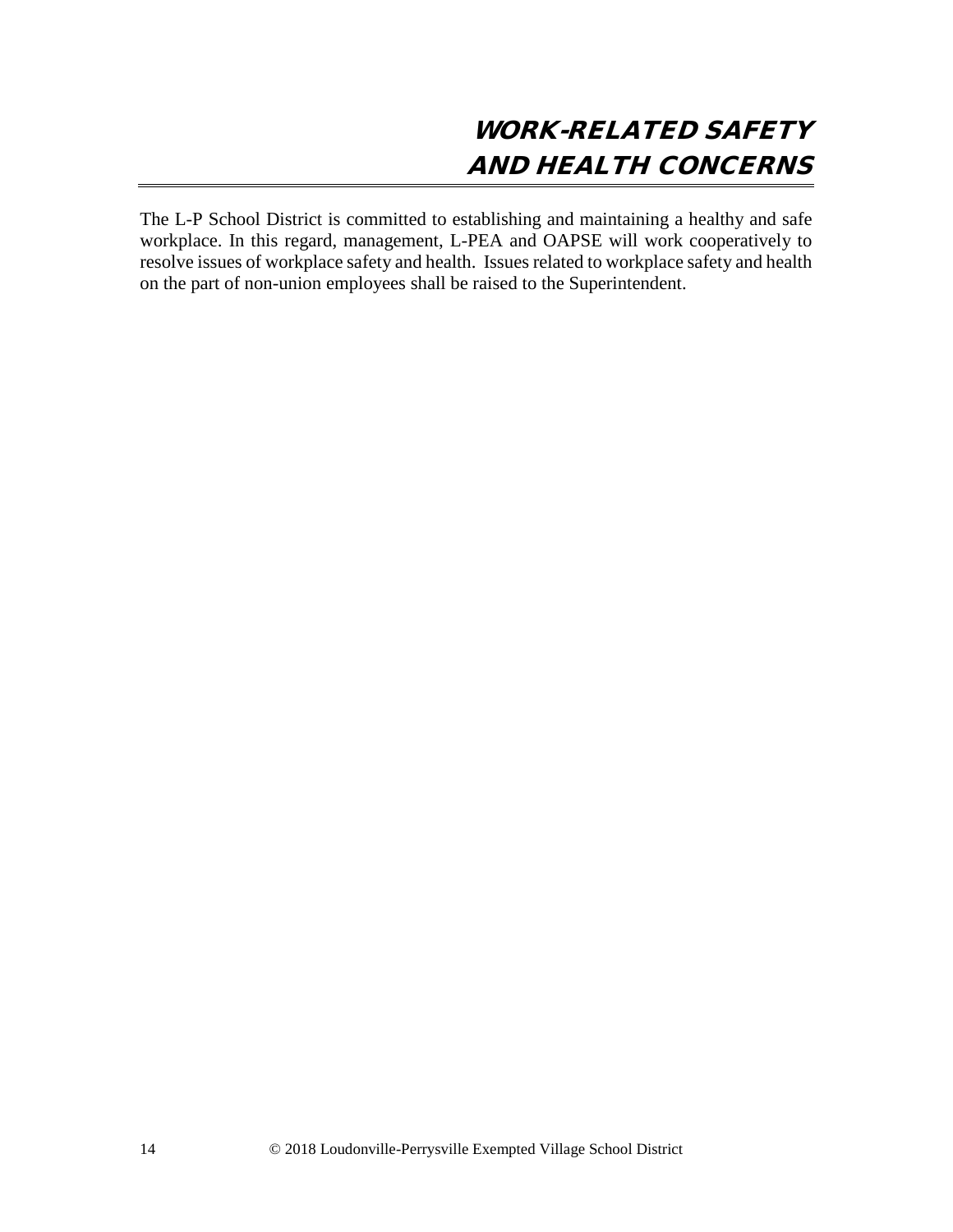# WORK-RELATED SAFETY AND HEALTH CONCERNS

The L-P School District is committed to establishing and maintaining a healthy and safe workplace. In this regard, management, L-PEA and OAPSE will work cooperatively to resolve issues of workplace safety and health. Issues related to workplace safety and health on the part of non-union employees shall be raised to the Superintendent.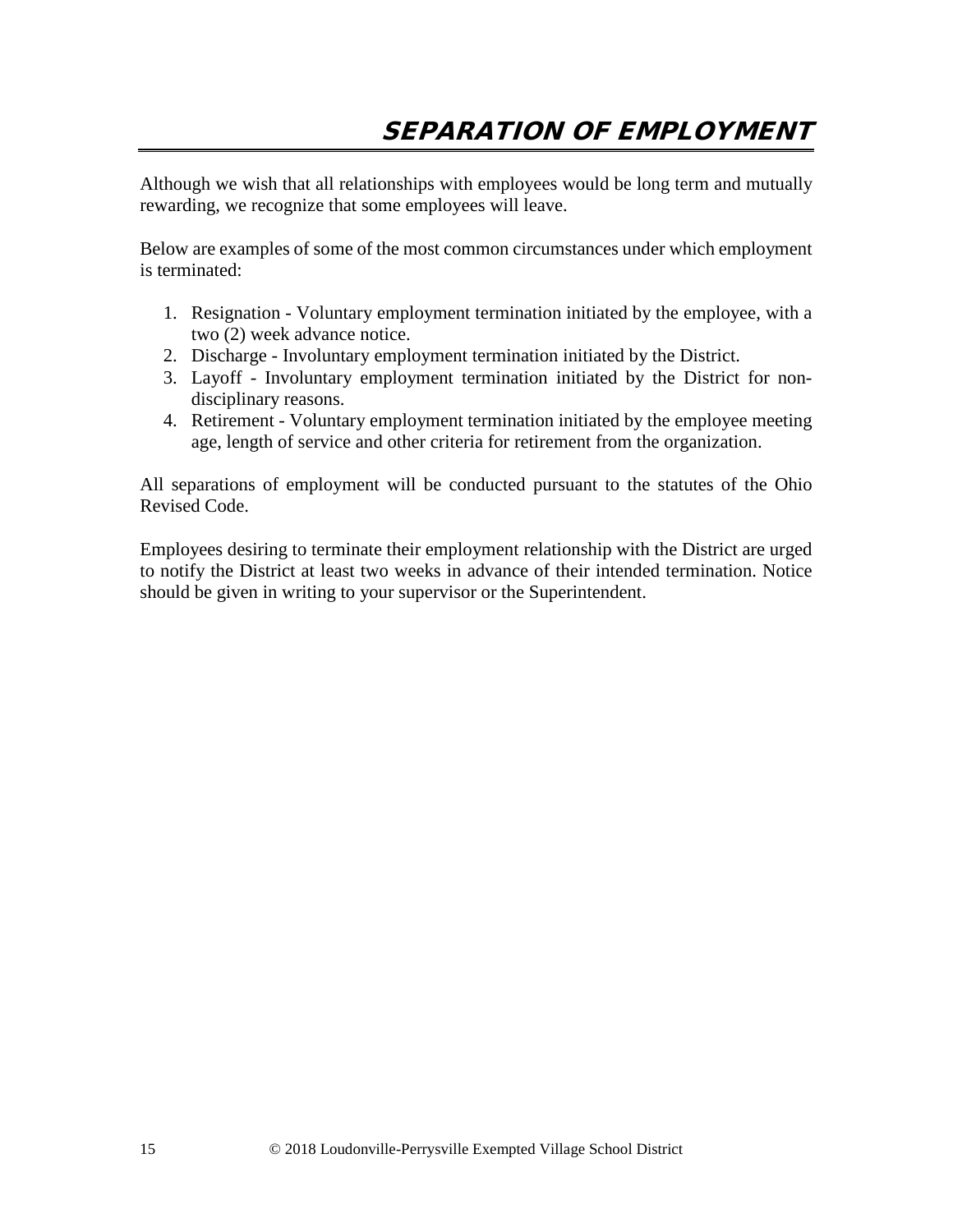# SEPARATION OF EMPLOYMENT

Although we wish that all relationships with employees would be long term and mutually rewarding, we recognize that some employees will leave.

Below are examples of some of the most common circumstances under which employment is terminated:

1. Resignation - Voluntary employment termination initiated by the employee, with a two (2) week advance notice.
2. Discharge - Involuntary employment termination initiated by the District.
3. Layoff - Involuntary employment termination initiated by the District for non-disciplinary reasons.
4. Retirement - Voluntary employment termination initiated by the employee meeting age, length of service and other criteria for retirement from the organization.

All separations of employment will be conducted pursuant to the statutes of the Ohio Revised Code.

Employees desiring to terminate their employment relationship with the District are urged to notify the District at least two weeks in advance of their intended termination. Notice should be given in writing to your supervisor or the Superintendent.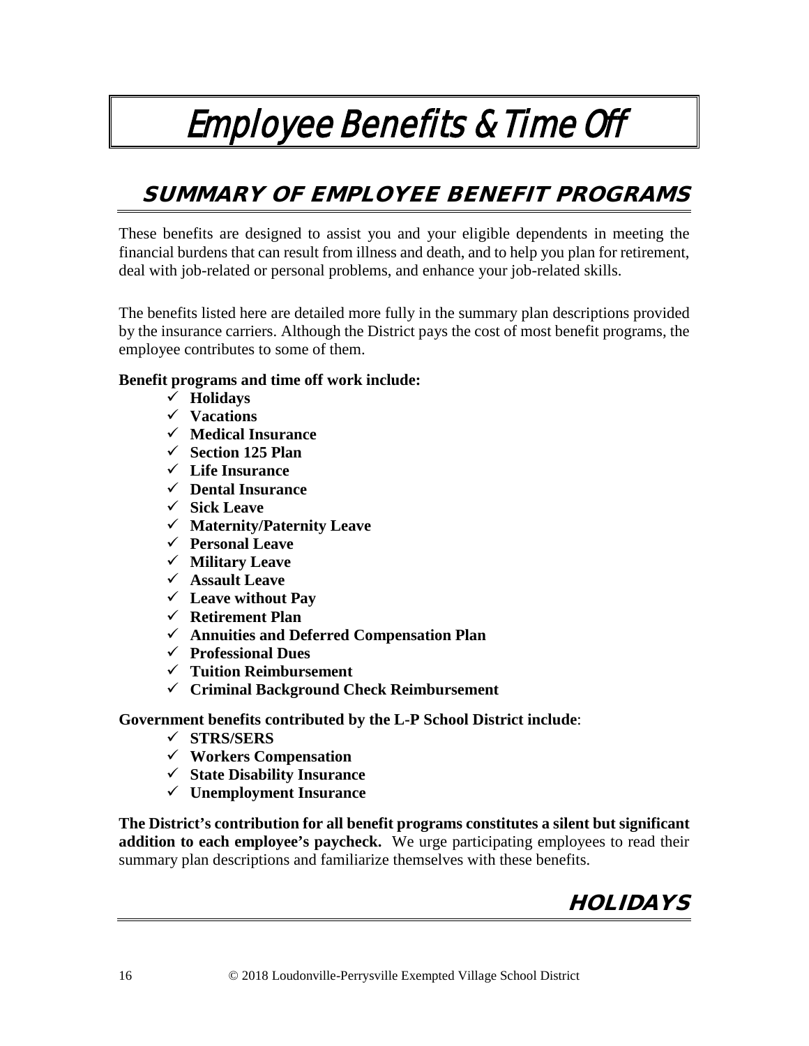# Employee Benefits & Time Off

## SUMMARY OF EMPLOYEE BENEFIT PROGRAMS

These benefits are designed to assist you and your eligible dependents in meeting the financial burdens that can result from illness and death, and to help you plan for retirement, deal with job-related or personal problems, and enhance your job-related skills.

The benefits listed here are detailed more fully in the summary plan descriptions provided by the insurance carriers. Although the District pays the cost of most benefit programs, the employee contributes to some of them.

**Benefit programs and time off work include:**

- ✓ **Holidays**
- ✓ **Vacations**
- ✓ **Medical Insurance**
- ✓ **Section 125 Plan**
- ✓ **Life Insurance**
- ✓ **Dental Insurance**
- ✓ **Sick Leave**
- ✓ **Maternity/Paternity Leave**
- ✓ **Personal Leave**
- ✓ **Military Leave**
- ✓ **Assault Leave**
- ✓ **Leave without Pay**
- ✓ **Retirement Plan**
- ✓ **Annuities and Deferred Compensation Plan**
- ✓ **Professional Dues**
- ✓ **Tuition Reimbursement**
- ✓ **Criminal Background Check Reimbursement**

**Government benefits contributed by the L-P School District include**:

- ✓ **STRS/SERS**
- ✓ **Workers Compensation**
- ✓ **State Disability Insurance**
- ✓ **Unemployment Insurance**

**The District's contribution for all benefit programs constitutes a silent but significant addition to each employee's paycheck.** We urge participating employees to read their summary plan descriptions and familiarize themselves with these benefits.

## HOLIDAYS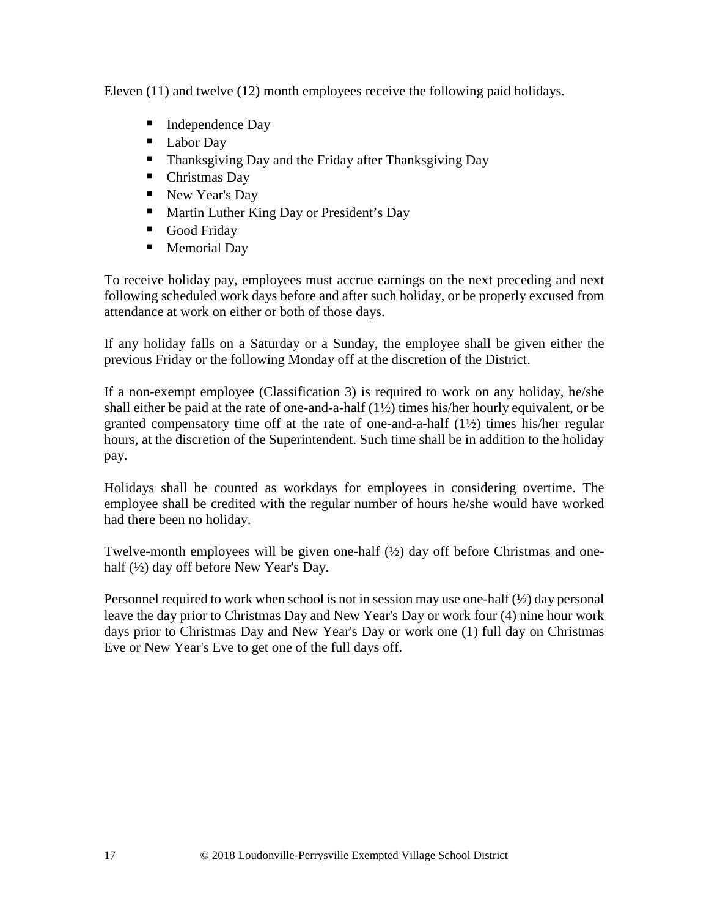Eleven (11) and twelve (12) month employees receive the following paid holidays.

- Independence Day
- Labor Day
- Thanksgiving Day and the Friday after Thanksgiving Day
- Christmas Day
- New Year's Day
- Martin Luther King Day or President's Day
- Good Friday
- Memorial Day

To receive holiday pay, employees must accrue earnings on the next preceding and next following scheduled work days before and after such holiday, or be properly excused from attendance at work on either or both of those days.

If any holiday falls on a Saturday or a Sunday, the employee shall be given either the previous Friday or the following Monday off at the discretion of the District.

If a non-exempt employee (Classification 3) is required to work on any holiday, he/she shall either be paid at the rate of one-and-a-half (1½) times his/her hourly equivalent, or be granted compensatory time off at the rate of one-and-a-half (1½) times his/her regular hours, at the discretion of the Superintendent. Such time shall be in addition to the holiday pay.

Holidays shall be counted as workdays for employees in considering overtime. The employee shall be credited with the regular number of hours he/she would have worked had there been no holiday.

Twelve-month employees will be given one-half (½) day off before Christmas and one-half (½) day off before New Year's Day.

Personnel required to work when school is not in session may use one-half (½) day personal leave the day prior to Christmas Day and New Year's Day or work four (4) nine hour work days prior to Christmas Day and New Year's Day or work one (1) full day on Christmas Eve or New Year's Eve to get one of the full days off.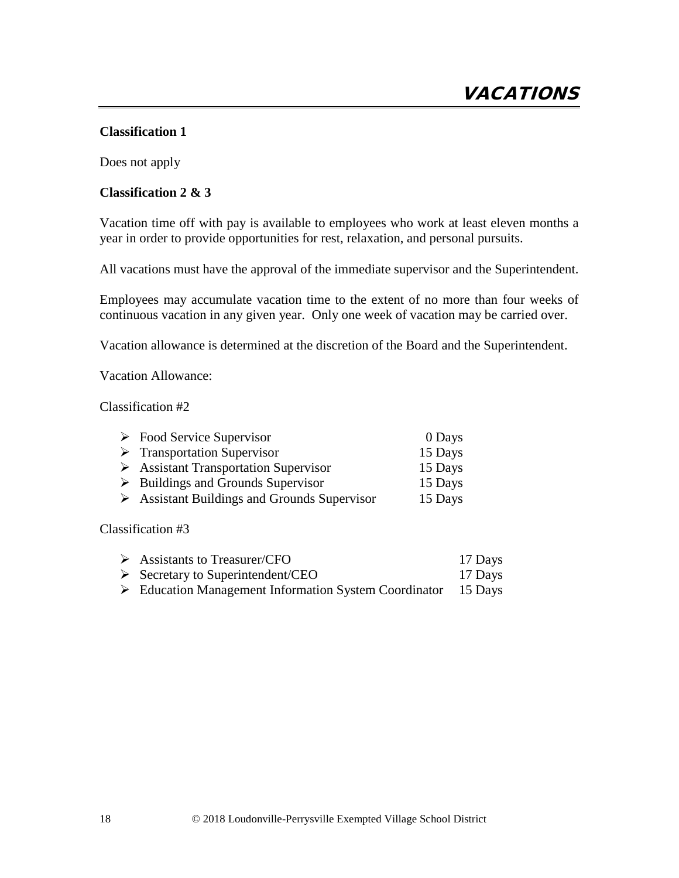# VACATIONS

**Classification 1**

Does not apply

**Classification 2 & 3**

Vacation time off with pay is available to employees who work at least eleven months a year in order to provide opportunities for rest, relaxation, and personal pursuits.

All vacations must have the approval of the immediate supervisor and the Superintendent.

Employees may accumulate vacation time to the extent of no more than four weeks of continuous vacation in any given year. Only one week of vacation may be carried over.

Vacation allowance is determined at the discretion of the Board and the Superintendent.

Vacation Allowance:

Classification #2

- Food Service Supervisor 0 Days
- Transportation Supervisor 15 Days
- Assistant Transportation Supervisor 15 Days
- Buildings and Grounds Supervisor 15 Days
- Assistant Buildings and Grounds Supervisor 15 Days

Classification #3

- Assistants to Treasurer/CFO 17 Days
- Secretary to Superintendent/CEO 17 Days
- Education Management Information System Coordinator 15 Days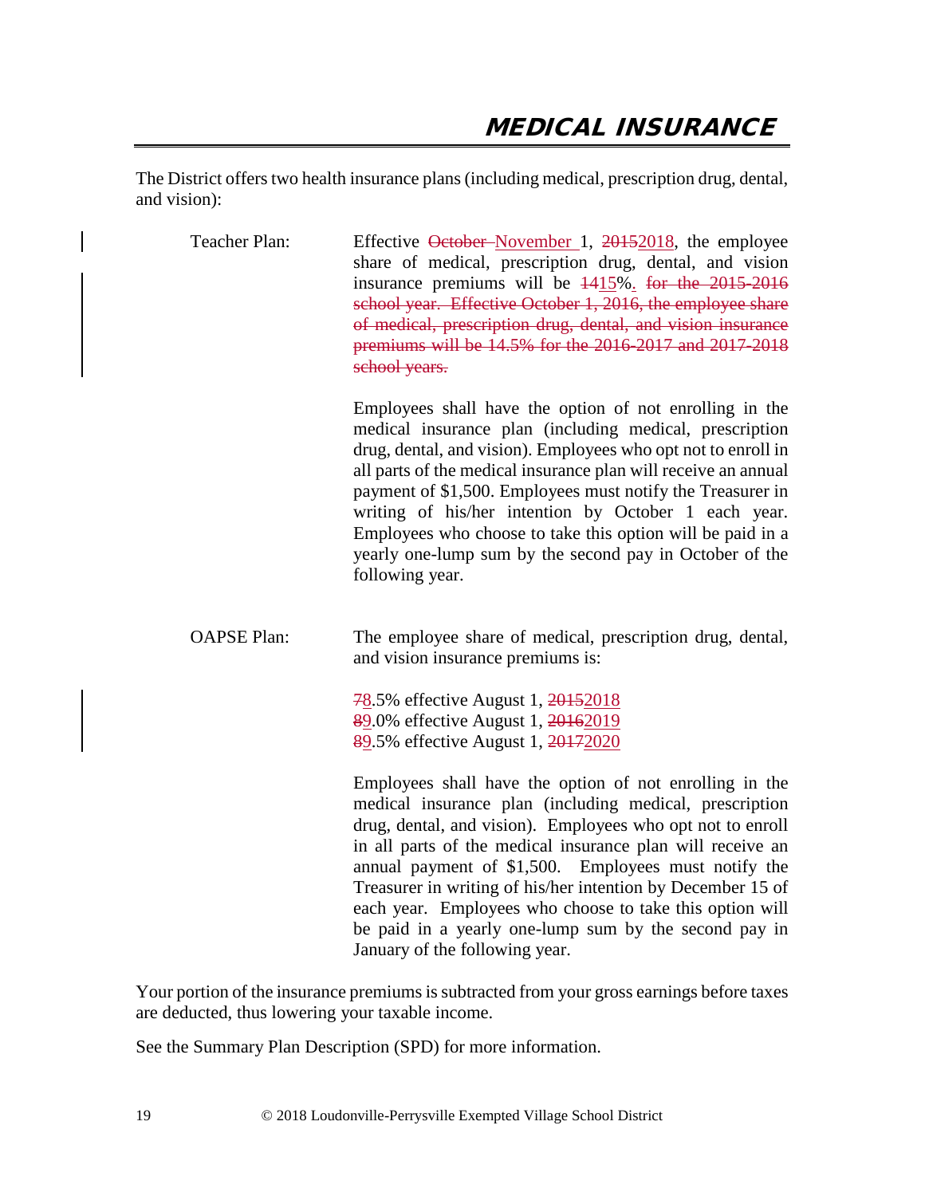# MEDICAL INSURANCE

The District offers two health insurance plans (including medical, prescription drug, dental, and vision):

**Teacher Plan:**

Effective ~~October~~ November 1, ~~2015~~2018, the employee share of medical, prescription drug, dental, and vision insurance premiums will be ~~14~~15%. ~~for the 2015-2016 school year. Effective October 1, 2016, the employee share of medical, prescription drug, dental, and vision insurance premiums will be 14.5% for the 2016-2017 and 2017-2018 school years.~~

Employees shall have the option of not enrolling in the medical insurance plan (including medical, prescription drug, dental, and vision). Employees who opt not to enroll in all parts of the medical insurance plan will receive an annual payment of $1,500. Employees must notify the Treasurer in writing of his/her intention by October 1 each year. Employees who choose to take this option will be paid in a yearly one-lump sum by the second pay in October of the following year.

**OAPSE Plan:**

The employee share of medical, prescription drug, dental, and vision insurance premiums is:

~~7~~8.5% effective August 1, ~~2015~~2018
~~8~~9.0% effective August 1, ~~2016~~2019
~~8~~9.5% effective August 1, ~~2017~~2020

Employees shall have the option of not enrolling in the medical insurance plan (including medical, prescription drug, dental, and vision). Employees who opt not to enroll in all parts of the medical insurance plan will receive an annual payment of $1,500. Employees must notify the Treasurer in writing of his/her intention by December 15 of each year. Employees who choose to take this option will be paid in a yearly one-lump sum by the second pay in January of the following year.

Your portion of the insurance premiums is subtracted from your gross earnings before taxes are deducted, thus lowering your taxable income.

See the Summary Plan Description (SPD) for more information.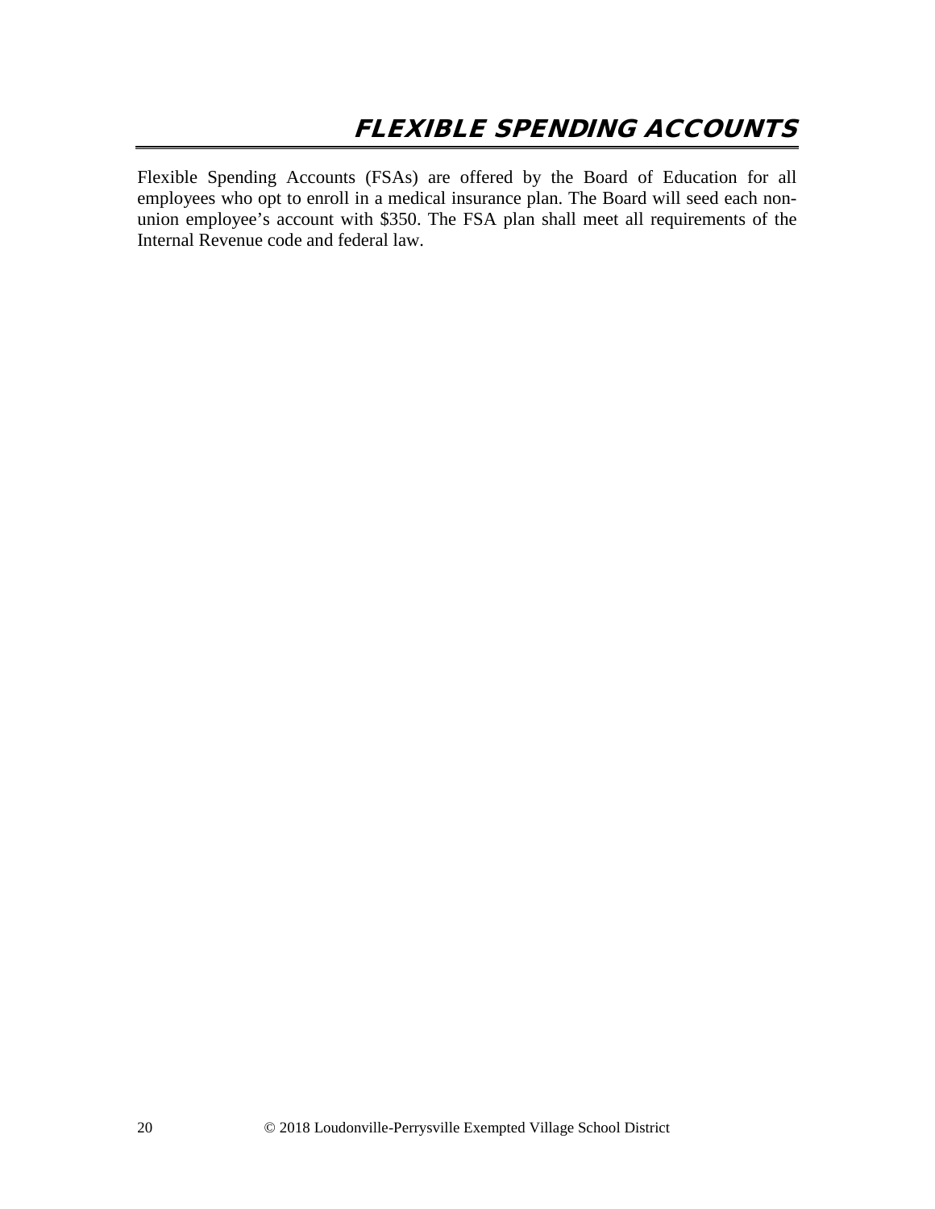# FLEXIBLE SPENDING ACCOUNTS

Flexible Spending Accounts (FSAs) are offered by the Board of Education for all employees who opt to enroll in a medical insurance plan. The Board will seed each non-union employee's account with $350. The FSA plan shall meet all requirements of the Internal Revenue code and federal law.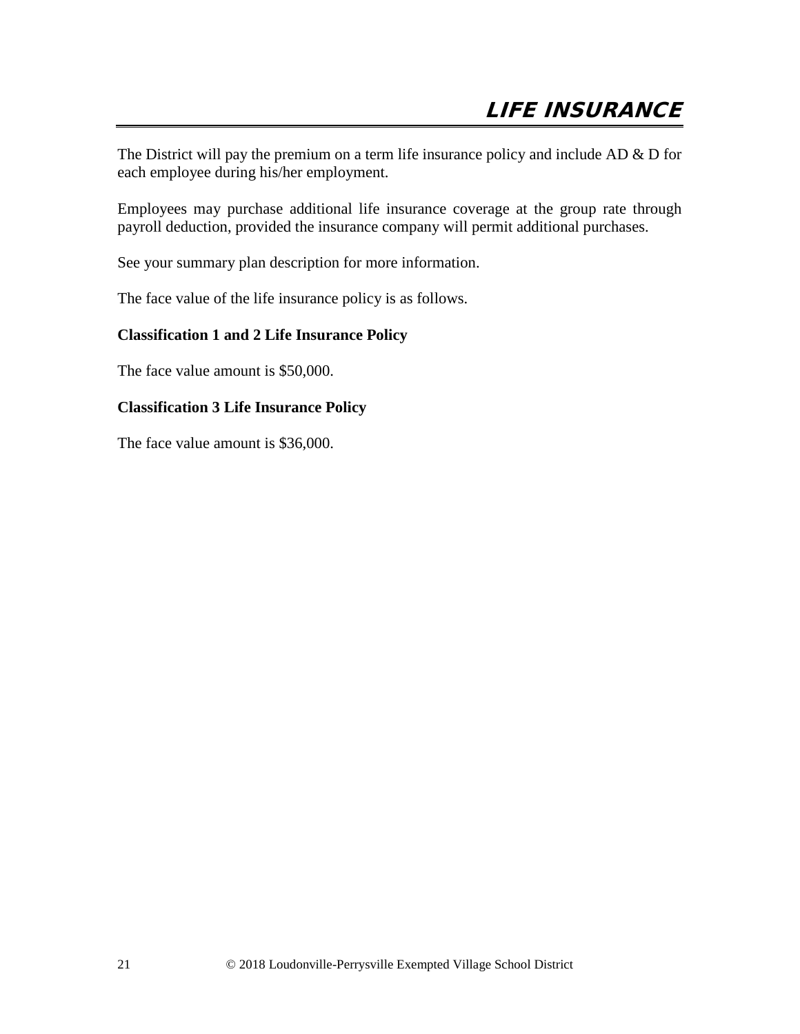# LIFE INSURANCE

The District will pay the premium on a term life insurance policy and include AD & D for each employee during his/her employment.

Employees may purchase additional life insurance coverage at the group rate through payroll deduction, provided the insurance company will permit additional purchases.

See your summary plan description for more information.

The face value of the life insurance policy is as follows.

**Classification 1 and 2 Life Insurance Policy**

The face value amount is $50,000.

**Classification 3 Life Insurance Policy**

The face value amount is $36,000.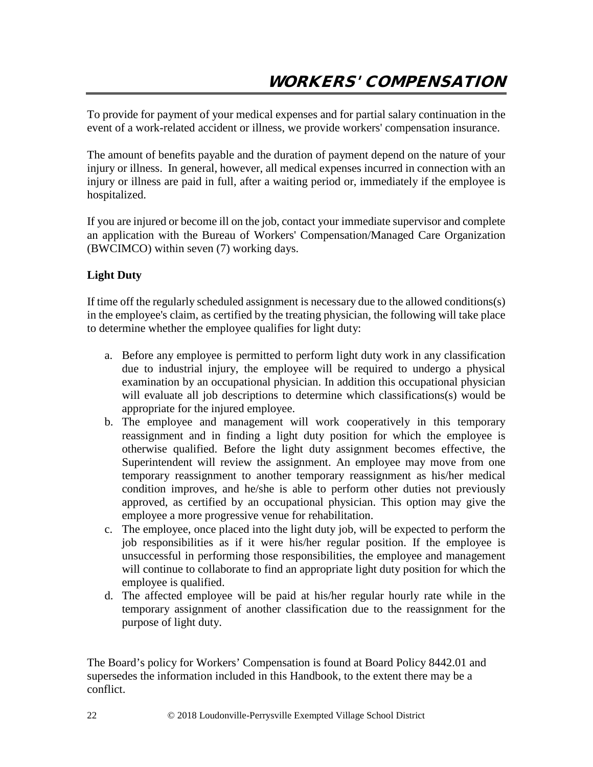# WORKERS' COMPENSATION

To provide for payment of your medical expenses and for partial salary continuation in the event of a work-related accident or illness, we provide workers' compensation insurance.

The amount of benefits payable and the duration of payment depend on the nature of your injury or illness. In general, however, all medical expenses incurred in connection with an injury or illness are paid in full, after a waiting period or, immediately if the employee is hospitalized.

If you are injured or become ill on the job, contact your immediate supervisor and complete an application with the Bureau of Workers' Compensation/Managed Care Organization (BWCIMCO) within seven (7) working days.

**Light Duty**

If time off the regularly scheduled assignment is necessary due to the allowed conditions(s) in the employee's claim, as certified by the treating physician, the following will take place to determine whether the employee qualifies for light duty:

a. Before any employee is permitted to perform light duty work in any classification due to industrial injury, the employee will be required to undergo a physical examination by an occupational physician. In addition this occupational physician will evaluate all job descriptions to determine which classifications(s) would be appropriate for the injured employee.
b. The employee and management will work cooperatively in this temporary reassignment and in finding a light duty position for which the employee is otherwise qualified. Before the light duty assignment becomes effective, the Superintendent will review the assignment. An employee may move from one temporary reassignment to another temporary reassignment as his/her medical condition improves, and he/she is able to perform other duties not previously approved, as certified by an occupational physician. This option may give the employee a more progressive venue for rehabilitation.
c. The employee, once placed into the light duty job, will be expected to perform the job responsibilities as if it were his/her regular position. If the employee is unsuccessful in performing those responsibilities, the employee and management will continue to collaborate to find an appropriate light duty position for which the employee is qualified.
d. The affected employee will be paid at his/her regular hourly rate while in the temporary assignment of another classification due to the reassignment for the purpose of light duty.

The Board's policy for Workers' Compensation is found at Board Policy 8442.01 and supersedes the information included in this Handbook, to the extent there may be a conflict.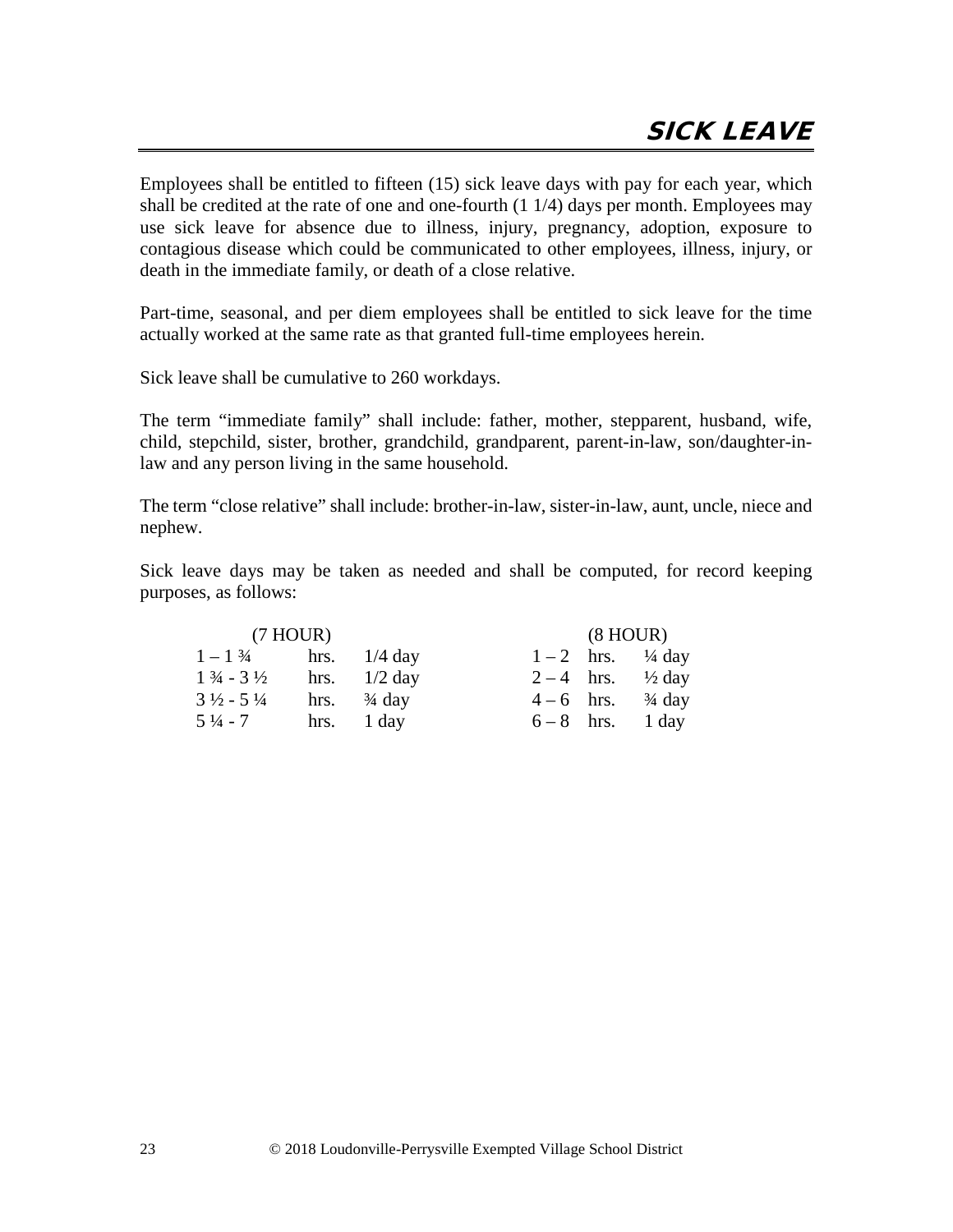# SICK LEAVE

Employees shall be entitled to fifteen (15) sick leave days with pay for each year, which shall be credited at the rate of one and one-fourth (1 1/4) days per month. Employees may use sick leave for absence due to illness, injury, pregnancy, adoption, exposure to contagious disease which could be communicated to other employees, illness, injury, or death in the immediate family, or death of a close relative.

Part-time, seasonal, and per diem employees shall be entitled to sick leave for the time actually worked at the same rate as that granted full-time employees herein.

Sick leave shall be cumulative to 260 workdays.

The term "immediate family" shall include: father, mother, stepparent, husband, wife, child, stepchild, sister, brother, grandchild, grandparent, parent-in-law, son/daughter-in-law and any person living in the same household.

The term "close relative" shall include: brother-in-law, sister-in-law, aunt, uncle, niece and nephew.

Sick leave days may be taken as needed and shall be computed, for record keeping purposes, as follows:

| (7 HOUR) | | | (8 HOUR) | | |
|---|---|---|---|---|---|
| 1 – 1 ¾ | hrs. | 1/4 day | 1 – 2 | hrs. | ¼ day |
| 1 ¾ - 3 ½ | hrs. | 1/2 day | 2 – 4 | hrs. | ½ day |
| 3 ½ - 5 ¼ | hrs. | ¾ day | 4 – 6 | hrs. | ¾ day |
| 5 ¼ - 7 | hrs. | 1 day | 6 – 8 | hrs. | 1 day |

© 2018 Loudonville-Perrysville Exempted Village School District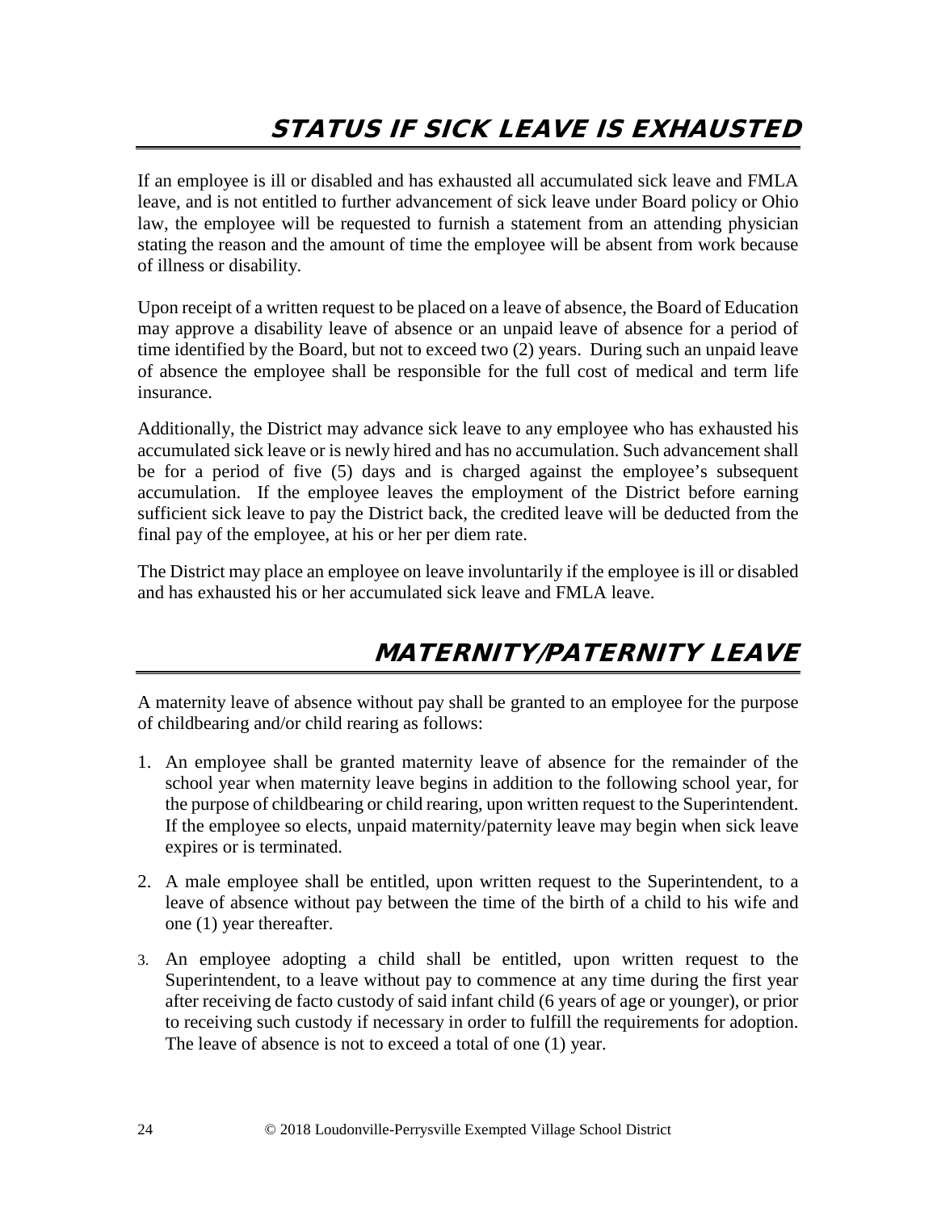## STATUS IF SICK LEAVE IS EXHAUSTED

If an employee is ill or disabled and has exhausted all accumulated sick leave and FMLA leave, and is not entitled to further advancement of sick leave under Board policy or Ohio law, the employee will be requested to furnish a statement from an attending physician stating the reason and the amount of time the employee will be absent from work because of illness or disability.

Upon receipt of a written request to be placed on a leave of absence, the Board of Education may approve a disability leave of absence or an unpaid leave of absence for a period of time identified by the Board, but not to exceed two (2) years. During such an unpaid leave of absence the employee shall be responsible for the full cost of medical and term life insurance.

Additionally, the District may advance sick leave to any employee who has exhausted his accumulated sick leave or is newly hired and has no accumulation. Such advancement shall be for a period of five (5) days and is charged against the employee's subsequent accumulation. If the employee leaves the employment of the District before earning sufficient sick leave to pay the District back, the credited leave will be deducted from the final pay of the employee, at his or her per diem rate.

The District may place an employee on leave involuntarily if the employee is ill or disabled and has exhausted his or her accumulated sick leave and FMLA leave.

## MATERNITY/PATERNITY LEAVE

A maternity leave of absence without pay shall be granted to an employee for the purpose of childbearing and/or child rearing as follows:

1. An employee shall be granted maternity leave of absence for the remainder of the school year when maternity leave begins in addition to the following school year, for the purpose of childbearing or child rearing, upon written request to the Superintendent. If the employee so elects, unpaid maternity/paternity leave may begin when sick leave expires or is terminated.
2. A male employee shall be entitled, upon written request to the Superintendent, to a leave of absence without pay between the time of the birth of a child to his wife and one (1) year thereafter.
3. An employee adopting a child shall be entitled, upon written request to the Superintendent, to a leave without pay to commence at any time during the first year after receiving de facto custody of said infant child (6 years of age or younger), or prior to receiving such custody if necessary in order to fulfill the requirements for adoption. The leave of absence is not to exceed a total of one (1) year.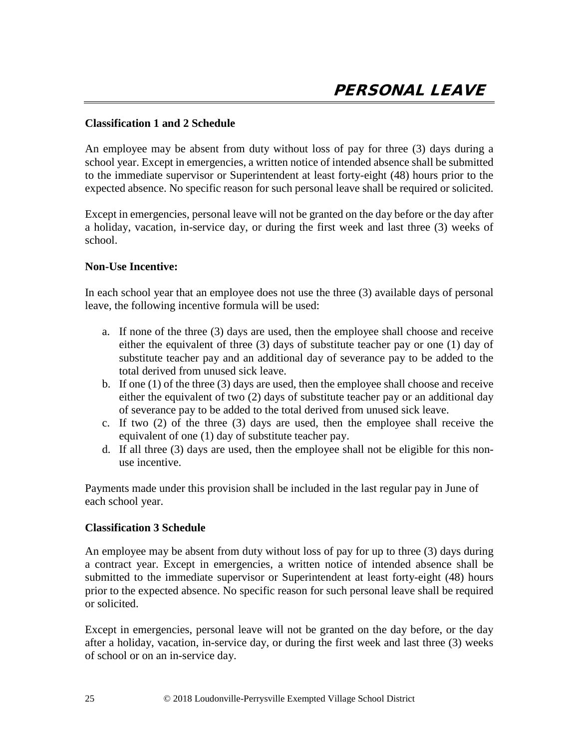# PERSONAL LEAVE

**Classification 1 and 2 Schedule**

An employee may be absent from duty without loss of pay for three (3) days during a school year. Except in emergencies, a written notice of intended absence shall be submitted to the immediate supervisor or Superintendent at least forty-eight (48) hours prior to the expected absence. No specific reason for such personal leave shall be required or solicited.

Except in emergencies, personal leave will not be granted on the day before or the day after a holiday, vacation, in-service day, or during the first week and last three (3) weeks of school.

**Non-Use Incentive:**

In each school year that an employee does not use the three (3) available days of personal leave, the following incentive formula will be used:

a. If none of the three (3) days are used, then the employee shall choose and receive either the equivalent of three (3) days of substitute teacher pay or one (1) day of substitute teacher pay and an additional day of severance pay to be added to the total derived from unused sick leave.
b. If one (1) of the three (3) days are used, then the employee shall choose and receive either the equivalent of two (2) days of substitute teacher pay or an additional day of severance pay to be added to the total derived from unused sick leave.
c. If two (2) of the three (3) days are used, then the employee shall receive the equivalent of one (1) day of substitute teacher pay.
d. If all three (3) days are used, then the employee shall not be eligible for this non-use incentive.

Payments made under this provision shall be included in the last regular pay in June of each school year.

**Classification 3 Schedule**

An employee may be absent from duty without loss of pay for up to three (3) days during a contract year. Except in emergencies, a written notice of intended absence shall be submitted to the immediate supervisor or Superintendent at least forty-eight (48) hours prior to the expected absence. No specific reason for such personal leave shall be required or solicited.

Except in emergencies, personal leave will not be granted on the day before, or the day after a holiday, vacation, in-service day, or during the first week and last three (3) weeks of school or on an in-service day.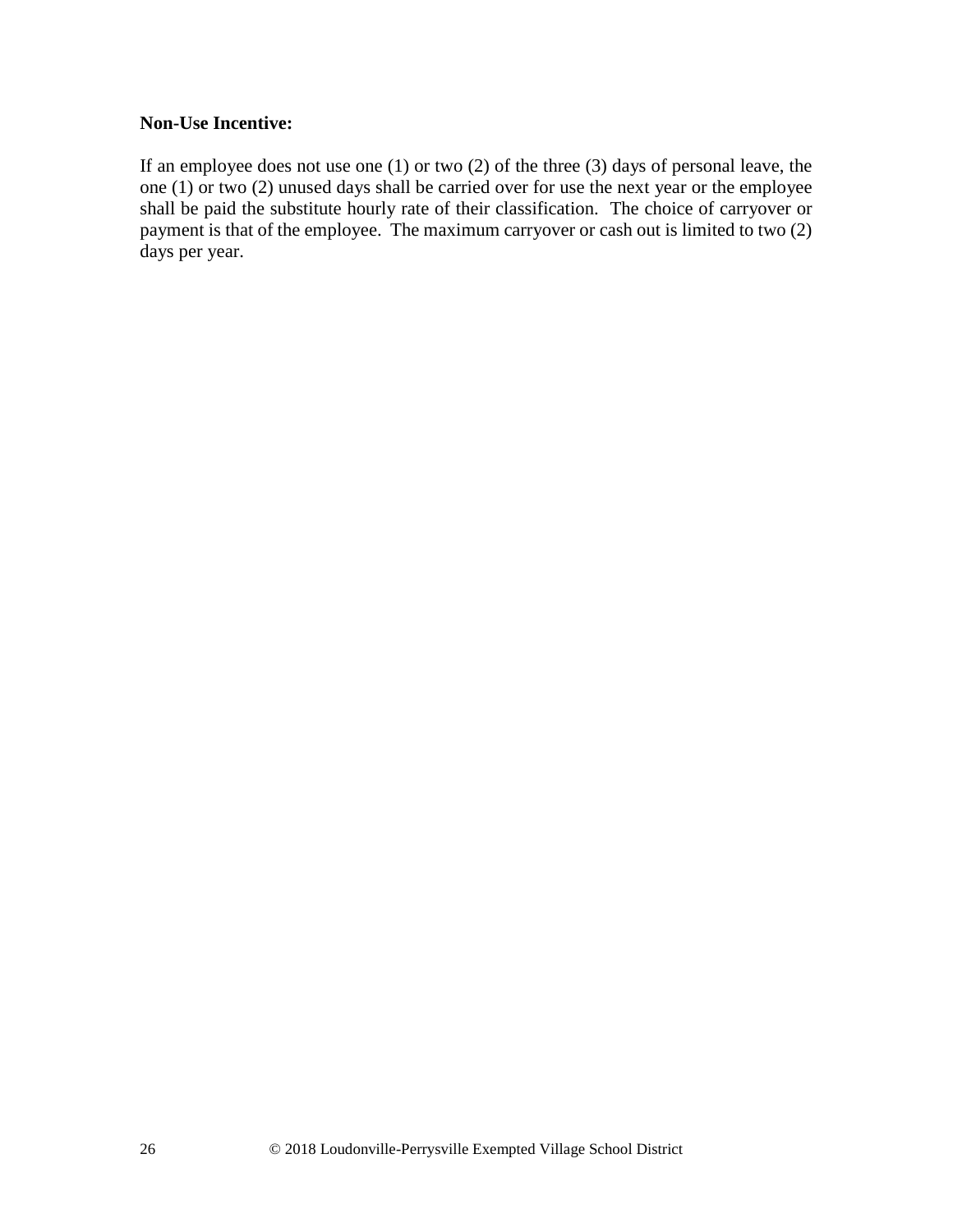**Non-Use Incentive:**

If an employee does not use one (1) or two (2) of the three (3) days of personal leave, the one (1) or two (2) unused days shall be carried over for use the next year or the employee shall be paid the substitute hourly rate of their classification. The choice of carryover or payment is that of the employee. The maximum carryover or cash out is limited to two (2) days per year.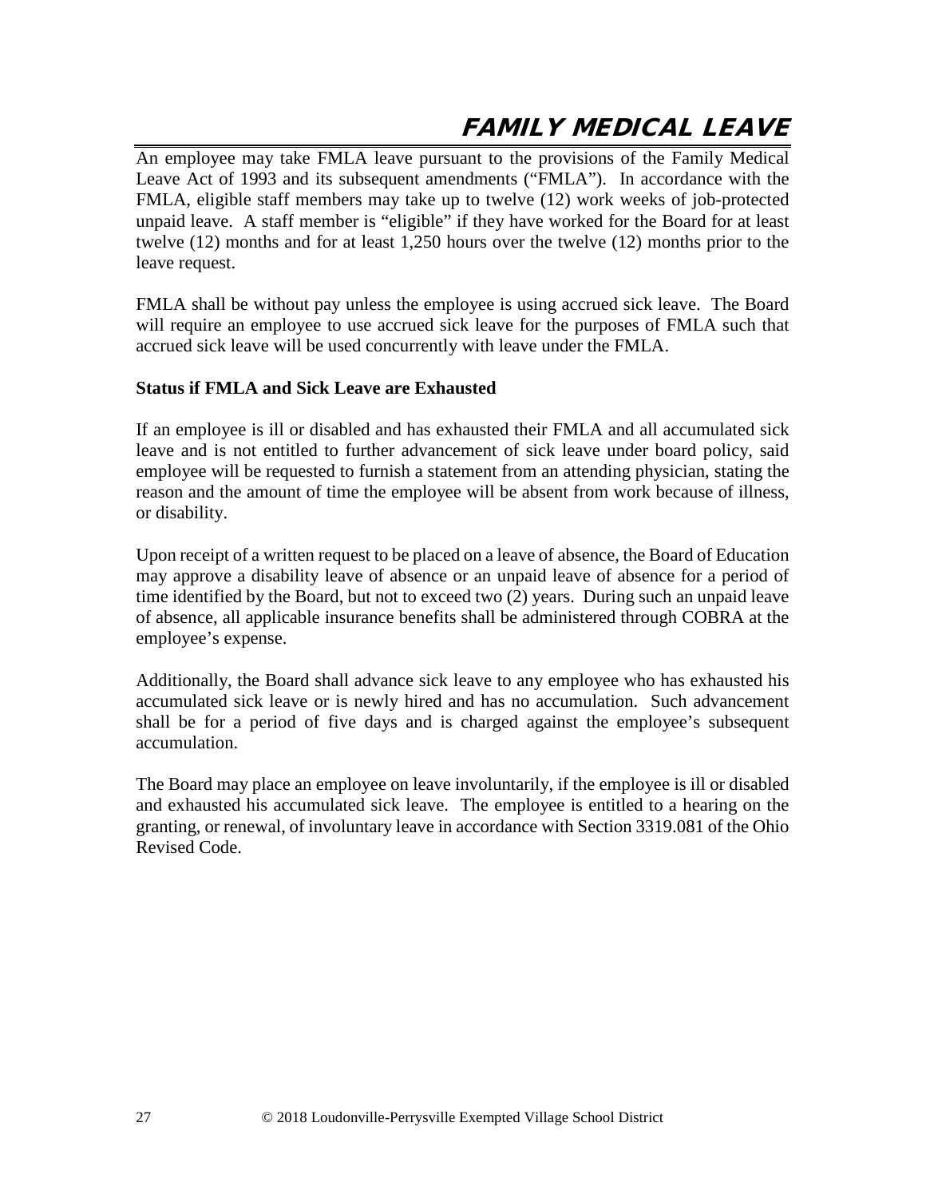# FAMILY MEDICAL LEAVE

An employee may take FMLA leave pursuant to the provisions of the Family Medical Leave Act of 1993 and its subsequent amendments ("FMLA"). In accordance with the FMLA, eligible staff members may take up to twelve (12) work weeks of job-protected unpaid leave. A staff member is "eligible" if they have worked for the Board for at least twelve (12) months and for at least 1,250 hours over the twelve (12) months prior to the leave request.

FMLA shall be without pay unless the employee is using accrued sick leave. The Board will require an employee to use accrued sick leave for the purposes of FMLA such that accrued sick leave will be used concurrently with leave under the FMLA.

**Status if FMLA and Sick Leave are Exhausted**

If an employee is ill or disabled and has exhausted their FMLA and all accumulated sick leave and is not entitled to further advancement of sick leave under board policy, said employee will be requested to furnish a statement from an attending physician, stating the reason and the amount of time the employee will be absent from work because of illness, or disability.

Upon receipt of a written request to be placed on a leave of absence, the Board of Education may approve a disability leave of absence or an unpaid leave of absence for a period of time identified by the Board, but not to exceed two (2) years. During such an unpaid leave of absence, all applicable insurance benefits shall be administered through COBRA at the employee's expense.

Additionally, the Board shall advance sick leave to any employee who has exhausted his accumulated sick leave or is newly hired and has no accumulation. Such advancement shall be for a period of five days and is charged against the employee's subsequent accumulation.

The Board may place an employee on leave involuntarily, if the employee is ill or disabled and exhausted his accumulated sick leave. The employee is entitled to a hearing on the granting, or renewal, of involuntary leave in accordance with Section 3319.081 of the Ohio Revised Code.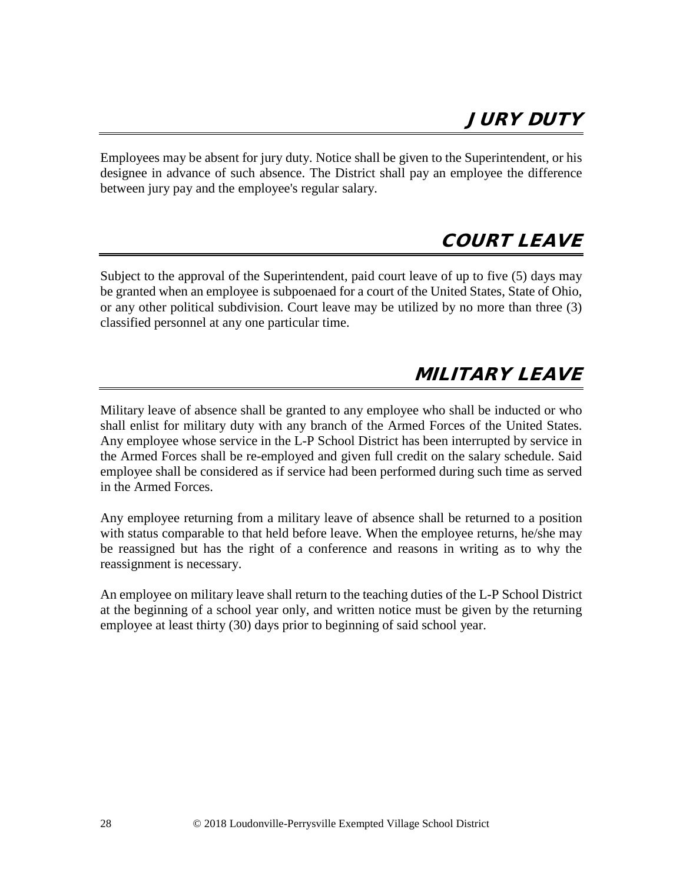# JURY DUTY

Employees may be absent for jury duty. Notice shall be given to the Superintendent, or his designee in advance of such absence. The District shall pay an employee the difference between jury pay and the employee's regular salary.

# COURT LEAVE

Subject to the approval of the Superintendent, paid court leave of up to five (5) days may be granted when an employee is subpoenaed for a court of the United States, State of Ohio, or any other political subdivision. Court leave may be utilized by no more than three (3) classified personnel at any one particular time.

# MILITARY LEAVE

Military leave of absence shall be granted to any employee who shall be inducted or who shall enlist for military duty with any branch of the Armed Forces of the United States. Any employee whose service in the L-P School District has been interrupted by service in the Armed Forces shall be re-employed and given full credit on the salary schedule. Said employee shall be considered as if service had been performed during such time as served in the Armed Forces.

Any employee returning from a military leave of absence shall be returned to a position with status comparable to that held before leave. When the employee returns, he/she may be reassigned but has the right of a conference and reasons in writing as to why the reassignment is necessary.

An employee on military leave shall return to the teaching duties of the L-P School District at the beginning of a school year only, and written notice must be given by the returning employee at least thirty (30) days prior to beginning of said school year.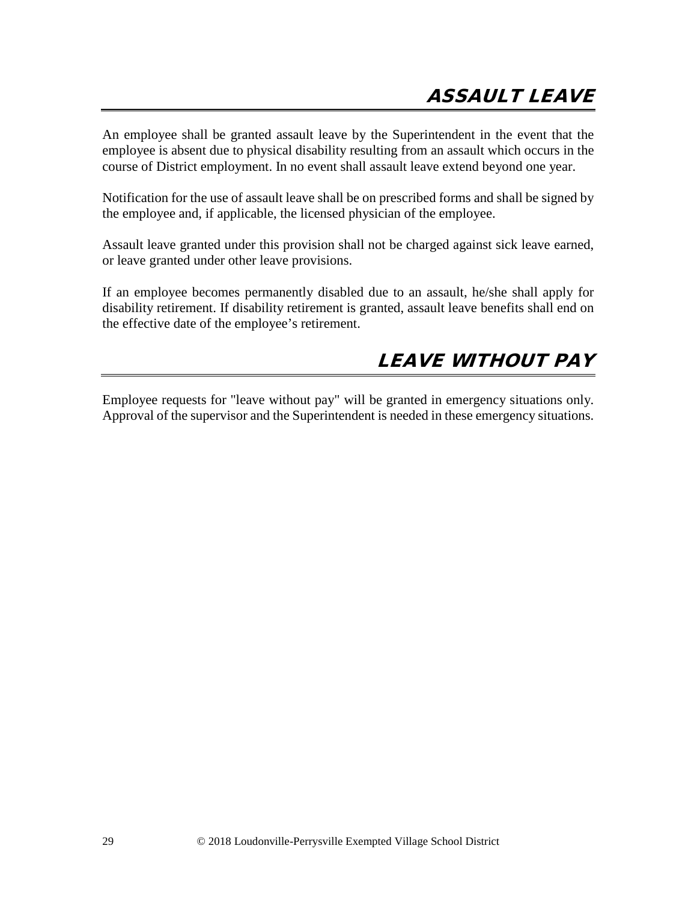## ASSAULT LEAVE

An employee shall be granted assault leave by the Superintendent in the event that the employee is absent due to physical disability resulting from an assault which occurs in the course of District employment. In no event shall assault leave extend beyond one year.

Notification for the use of assault leave shall be on prescribed forms and shall be signed by the employee and, if applicable, the licensed physician of the employee.

Assault leave granted under this provision shall not be charged against sick leave earned, or leave granted under other leave provisions.

If an employee becomes permanently disabled due to an assault, he/she shall apply for disability retirement. If disability retirement is granted, assault leave benefits shall end on the effective date of the employee's retirement.

## LEAVE WITHOUT PAY

Employee requests for "leave without pay" will be granted in emergency situations only. Approval of the supervisor and the Superintendent is needed in these emergency situations.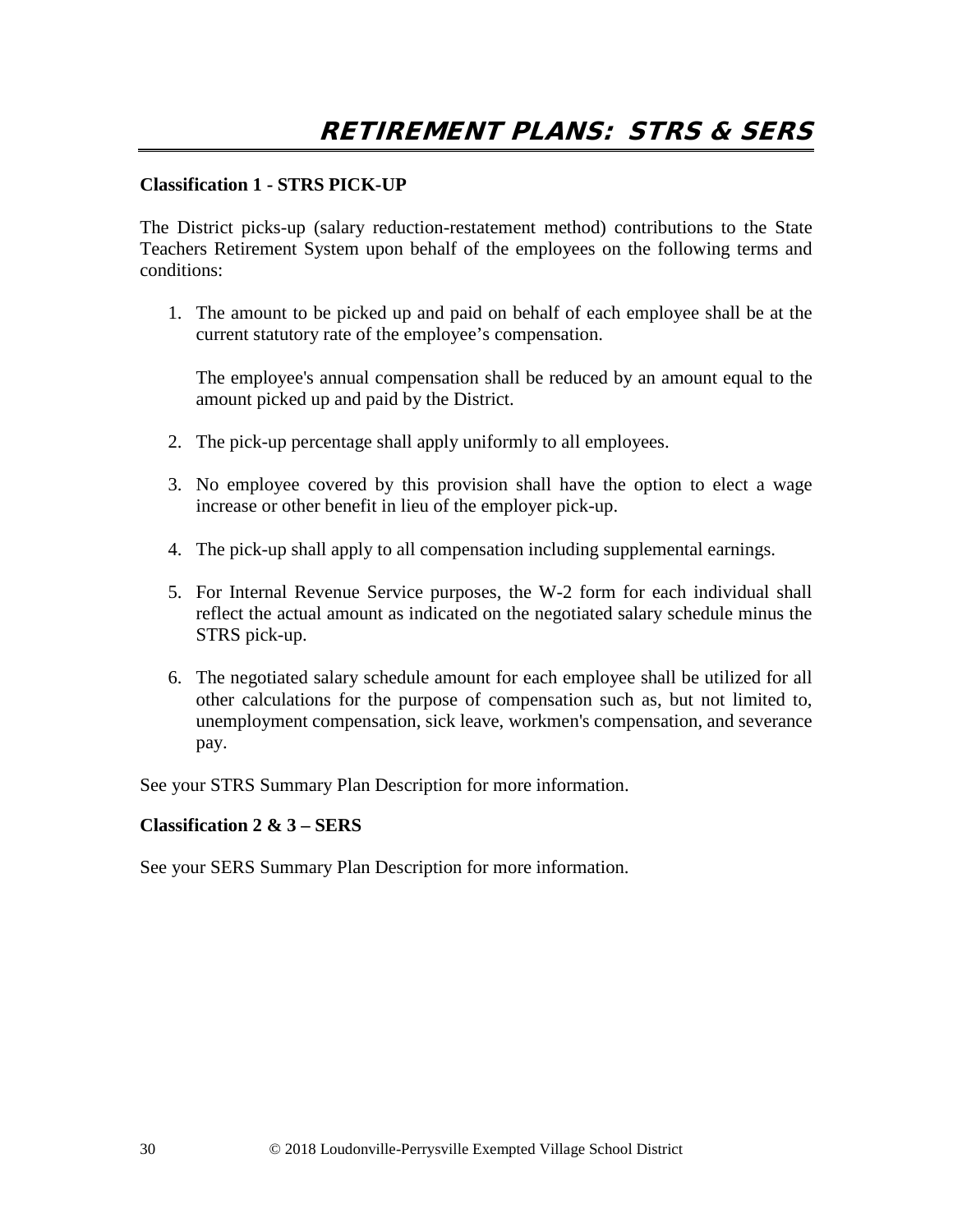# RETIREMENT PLANS: STRS & SERS

**Classification 1 - STRS PICK-UP**

The District picks-up (salary reduction-restatement method) contributions to the State Teachers Retirement System upon behalf of the employees on the following terms and conditions:

1. The amount to be picked up and paid on behalf of each employee shall be at the current statutory rate of the employee's compensation.

   The employee's annual compensation shall be reduced by an amount equal to the amount picked up and paid by the District.

2. The pick-up percentage shall apply uniformly to all employees.

3. No employee covered by this provision shall have the option to elect a wage increase or other benefit in lieu of the employer pick-up.

4. The pick-up shall apply to all compensation including supplemental earnings.

5. For Internal Revenue Service purposes, the W-2 form for each individual shall reflect the actual amount as indicated on the negotiated salary schedule minus the STRS pick-up.

6. The negotiated salary schedule amount for each employee shall be utilized for all other calculations for the purpose of compensation such as, but not limited to, unemployment compensation, sick leave, workmen's compensation, and severance pay.

See your STRS Summary Plan Description for more information.

**Classification 2 & 3 – SERS**

See your SERS Summary Plan Description for more information.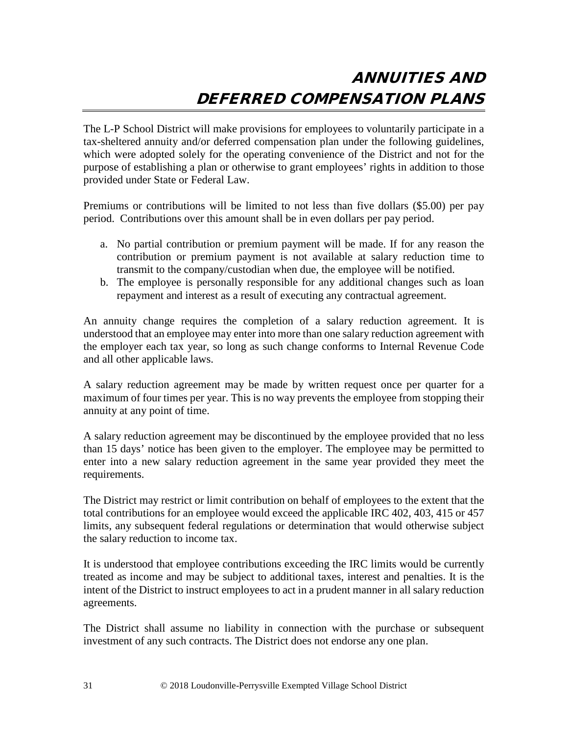# ANNUITIES AND DEFERRED COMPENSATION PLANS

The L-P School District will make provisions for employees to voluntarily participate in a tax-sheltered annuity and/or deferred compensation plan under the following guidelines, which were adopted solely for the operating convenience of the District and not for the purpose of establishing a plan or otherwise to grant employees' rights in addition to those provided under State or Federal Law.

Premiums or contributions will be limited to not less than five dollars ($5.00) per pay period. Contributions over this amount shall be in even dollars per pay period.

a. No partial contribution or premium payment will be made. If for any reason the contribution or premium payment is not available at salary reduction time to transmit to the company/custodian when due, the employee will be notified.
b. The employee is personally responsible for any additional changes such as loan repayment and interest as a result of executing any contractual agreement.

An annuity change requires the completion of a salary reduction agreement. It is understood that an employee may enter into more than one salary reduction agreement with the employer each tax year, so long as such change conforms to Internal Revenue Code and all other applicable laws.

A salary reduction agreement may be made by written request once per quarter for a maximum of four times per year. This is no way prevents the employee from stopping their annuity at any point of time.

A salary reduction agreement may be discontinued by the employee provided that no less than 15 days' notice has been given to the employer. The employee may be permitted to enter into a new salary reduction agreement in the same year provided they meet the requirements.

The District may restrict or limit contribution on behalf of employees to the extent that the total contributions for an employee would exceed the applicable IRC 402, 403, 415 or 457 limits, any subsequent federal regulations or determination that would otherwise subject the salary reduction to income tax.

It is understood that employee contributions exceeding the IRC limits would be currently treated as income and may be subject to additional taxes, interest and penalties. It is the intent of the District to instruct employees to act in a prudent manner in all salary reduction agreements.

The District shall assume no liability in connection with the purchase or subsequent investment of any such contracts. The District does not endorse any one plan.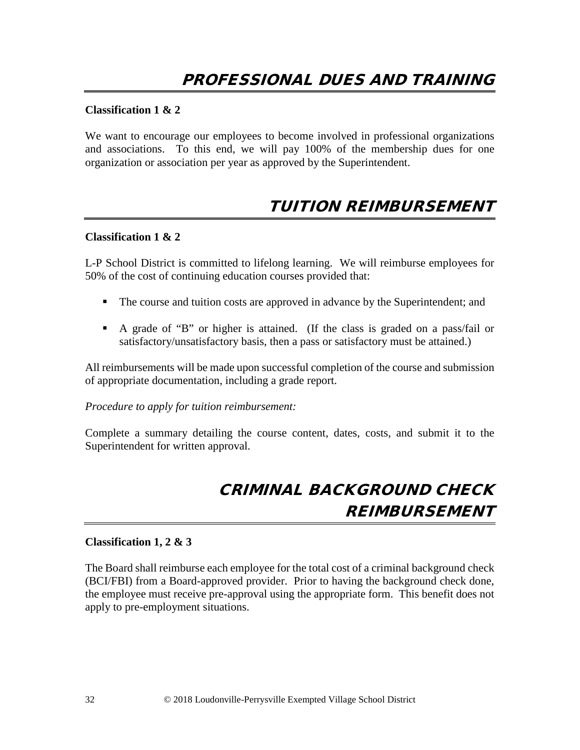# PROFESSIONAL DUES AND TRAINING

**Classification 1 & 2**

We want to encourage our employees to become involved in professional organizations and associations. To this end, we will pay 100% of the membership dues for one organization or association per year as approved by the Superintendent.

# TUITION REIMBURSEMENT

**Classification 1 & 2**

L-P School District is committed to lifelong learning. We will reimburse employees for 50% of the cost of continuing education courses provided that:

- The course and tuition costs are approved in advance by the Superintendent; and
- A grade of "B" or higher is attained. (If the class is graded on a pass/fail or satisfactory/unsatisfactory basis, then a pass or satisfactory must be attained.)

All reimbursements will be made upon successful completion of the course and submission of appropriate documentation, including a grade report.

*Procedure to apply for tuition reimbursement:*

Complete a summary detailing the course content, dates, costs, and submit it to the Superintendent for written approval.

# CRIMINAL BACKGROUND CHECK REIMBURSEMENT

**Classification 1, 2 & 3**

The Board shall reimburse each employee for the total cost of a criminal background check (BCI/FBI) from a Board-approved provider. Prior to having the background check done, the employee must receive pre-approval using the appropriate form. This benefit does not apply to pre-employment situations.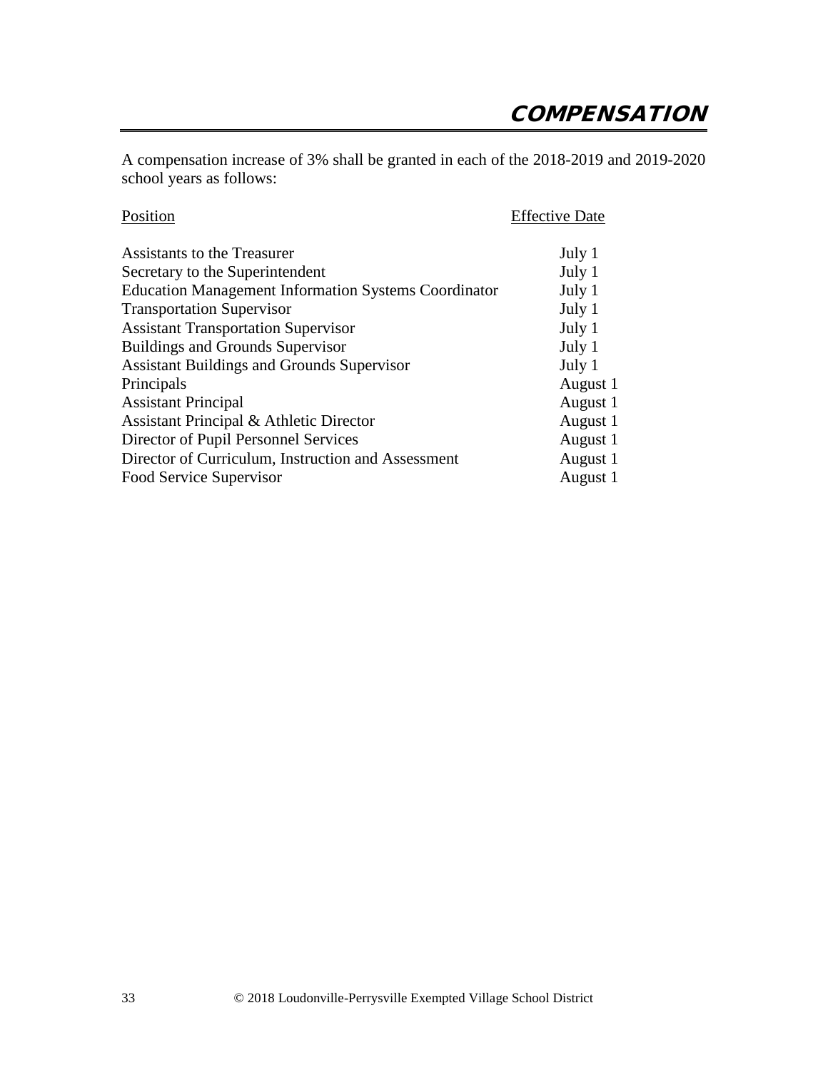# COMPENSATION

A compensation increase of 3% shall be granted in each of the 2018-2019 and 2019-2020 school years as follows:

| Position | Effective Date |
|---|---|
| Assistants to the Treasurer | July 1 |
| Secretary to the Superintendent | July 1 |
| Education Management Information Systems Coordinator | July 1 |
| Transportation Supervisor | July 1 |
| Assistant Transportation Supervisor | July 1 |
| Buildings and Grounds Supervisor | July 1 |
| Assistant Buildings and Grounds Supervisor | July 1 |
| Principals | August 1 |
| Assistant Principal | August 1 |
| Assistant Principal & Athletic Director | August 1 |
| Director of Pupil Personnel Services | August 1 |
| Director of Curriculum, Instruction and Assessment | August 1 |
| Food Service Supervisor | August 1 |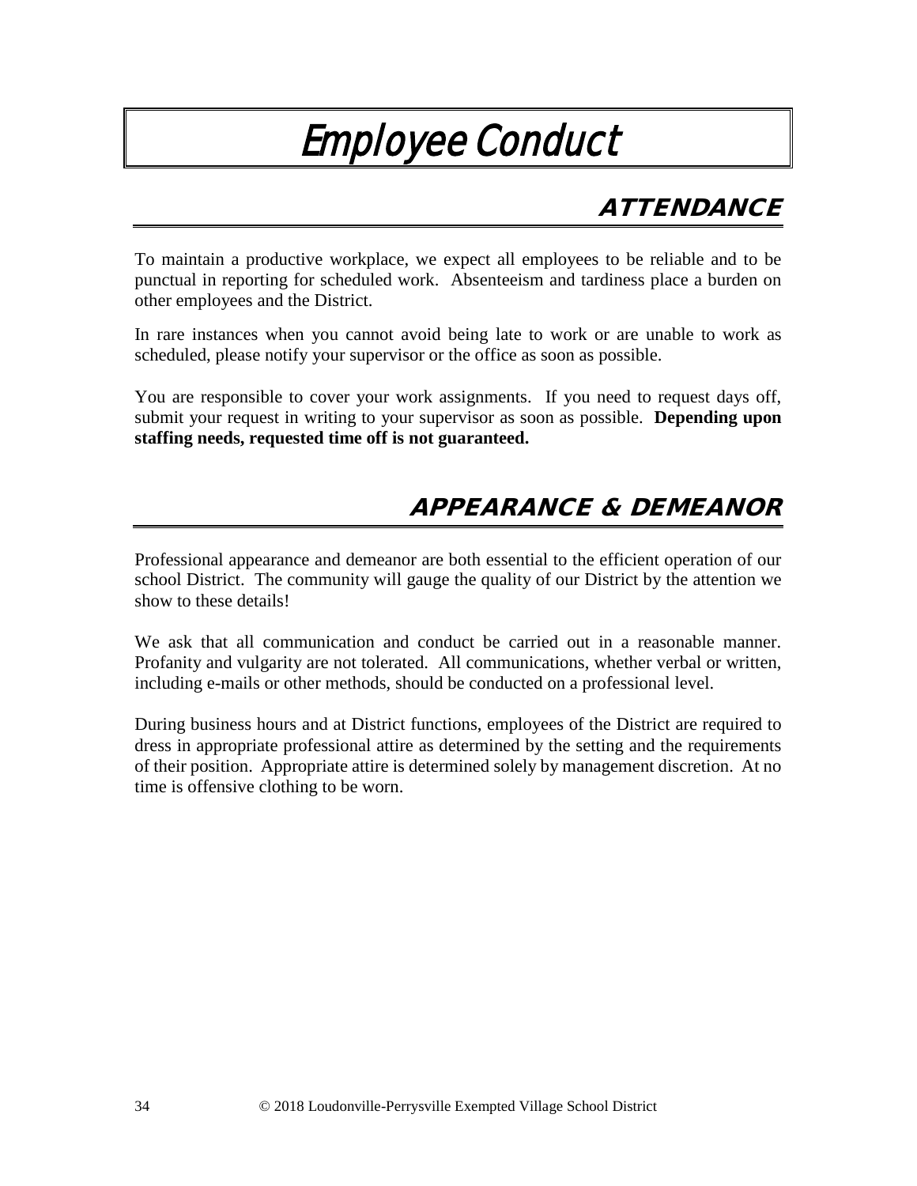# Employee Conduct

## ATTENDANCE

To maintain a productive workplace, we expect all employees to be reliable and to be punctual in reporting for scheduled work. Absenteeism and tardiness place a burden on other employees and the District.

In rare instances when you cannot avoid being late to work or are unable to work as scheduled, please notify your supervisor or the office as soon as possible.

You are responsible to cover your work assignments. If you need to request days off, submit your request in writing to your supervisor as soon as possible. **Depending upon staffing needs, requested time off is not guaranteed.**

## APPEARANCE & DEMEANOR

Professional appearance and demeanor are both essential to the efficient operation of our school District. The community will gauge the quality of our District by the attention we show to these details!

We ask that all communication and conduct be carried out in a reasonable manner. Profanity and vulgarity are not tolerated. All communications, whether verbal or written, including e-mails or other methods, should be conducted on a professional level.

During business hours and at District functions, employees of the District are required to dress in appropriate professional attire as determined by the setting and the requirements of their position. Appropriate attire is determined solely by management discretion. At no time is offensive clothing to be worn.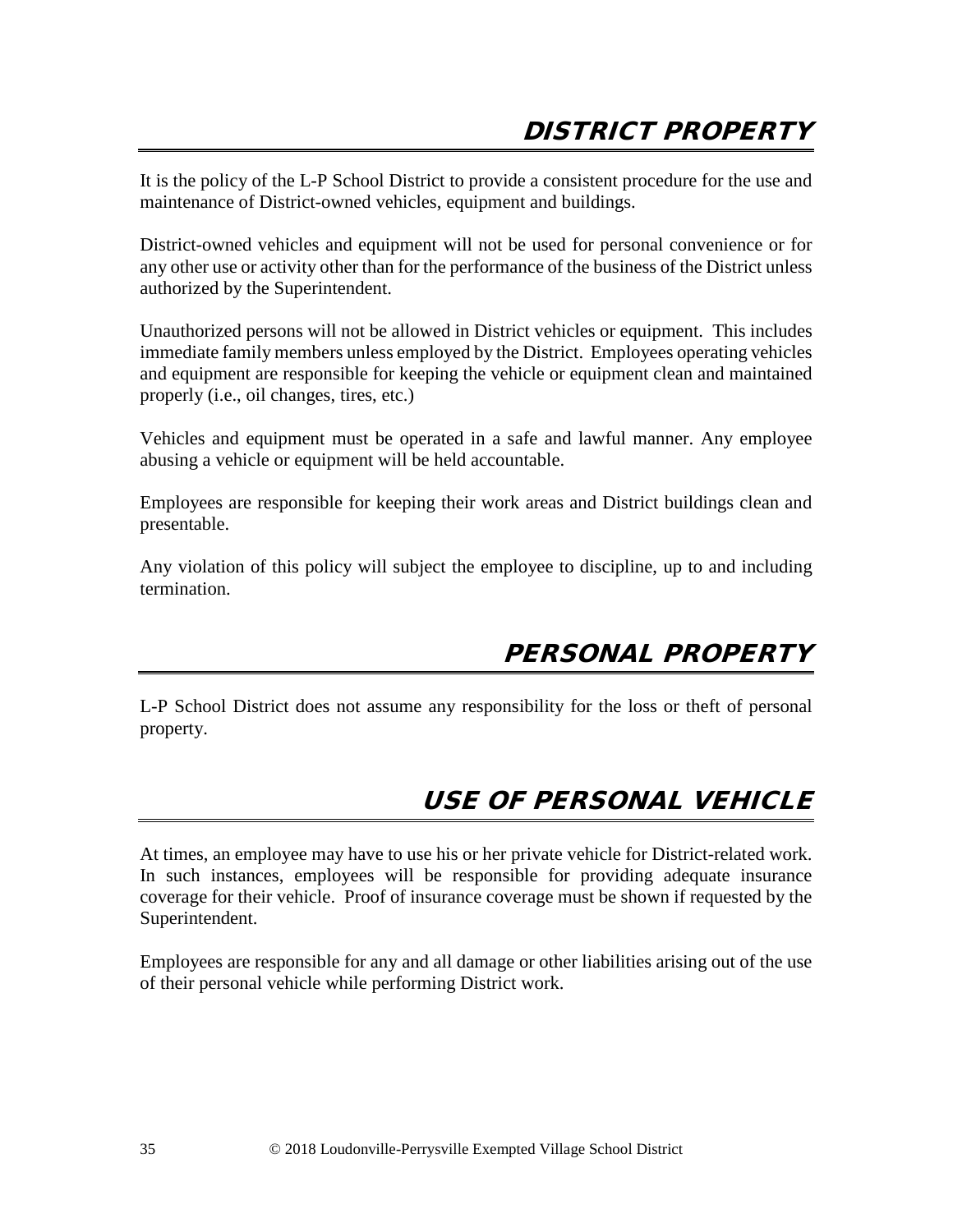# DISTRICT PROPERTY

It is the policy of the L-P School District to provide a consistent procedure for the use and maintenance of District-owned vehicles, equipment and buildings.

District-owned vehicles and equipment will not be used for personal convenience or for any other use or activity other than for the performance of the business of the District unless authorized by the Superintendent.

Unauthorized persons will not be allowed in District vehicles or equipment. This includes immediate family members unless employed by the District. Employees operating vehicles and equipment are responsible for keeping the vehicle or equipment clean and maintained properly (i.e., oil changes, tires, etc.)

Vehicles and equipment must be operated in a safe and lawful manner. Any employee abusing a vehicle or equipment will be held accountable.

Employees are responsible for keeping their work areas and District buildings clean and presentable.

Any violation of this policy will subject the employee to discipline, up to and including termination.

# PERSONAL PROPERTY

L-P School District does not assume any responsibility for the loss or theft of personal property.

# USE OF PERSONAL VEHICLE

At times, an employee may have to use his or her private vehicle for District-related work. In such instances, employees will be responsible for providing adequate insurance coverage for their vehicle. Proof of insurance coverage must be shown if requested by the Superintendent.

Employees are responsible for any and all damage or other liabilities arising out of the use of their personal vehicle while performing District work.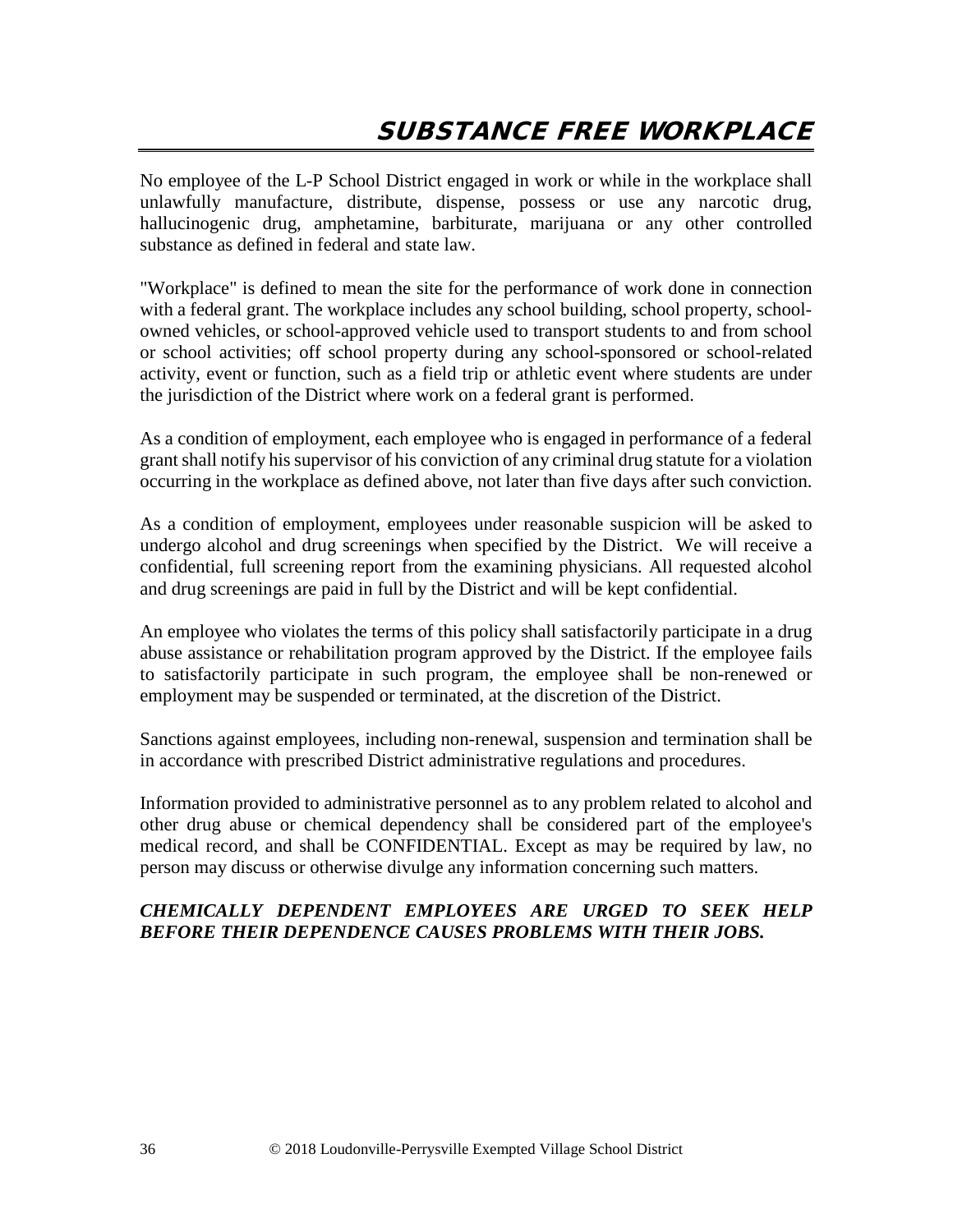# SUBSTANCE FREE WORKPLACE

No employee of the L-P School District engaged in work or while in the workplace shall unlawfully manufacture, distribute, dispense, possess or use any narcotic drug, hallucinogenic drug, amphetamine, barbiturate, marijuana or any other controlled substance as defined in federal and state law.

"Workplace" is defined to mean the site for the performance of work done in connection with a federal grant. The workplace includes any school building, school property, school-owned vehicles, or school-approved vehicle used to transport students to and from school or school activities; off school property during any school-sponsored or school-related activity, event or function, such as a field trip or athletic event where students are under the jurisdiction of the District where work on a federal grant is performed.

As a condition of employment, each employee who is engaged in performance of a federal grant shall notify his supervisor of his conviction of any criminal drug statute for a violation occurring in the workplace as defined above, not later than five days after such conviction.

As a condition of employment, employees under reasonable suspicion will be asked to undergo alcohol and drug screenings when specified by the District. We will receive a confidential, full screening report from the examining physicians. All requested alcohol and drug screenings are paid in full by the District and will be kept confidential.

An employee who violates the terms of this policy shall satisfactorily participate in a drug abuse assistance or rehabilitation program approved by the District. If the employee fails to satisfactorily participate in such program, the employee shall be non-renewed or employment may be suspended or terminated, at the discretion of the District.

Sanctions against employees, including non-renewal, suspension and termination shall be in accordance with prescribed District administrative regulations and procedures.

Information provided to administrative personnel as to any problem related to alcohol and other drug abuse or chemical dependency shall be considered part of the employee's medical record, and shall be CONFIDENTIAL. Except as may be required by law, no person may discuss or otherwise divulge any information concerning such matters.

***CHEMICALLY DEPENDENT EMPLOYEES ARE URGED TO SEEK HELP BEFORE THEIR DEPENDENCE CAUSES PROBLEMS WITH THEIR JOBS.***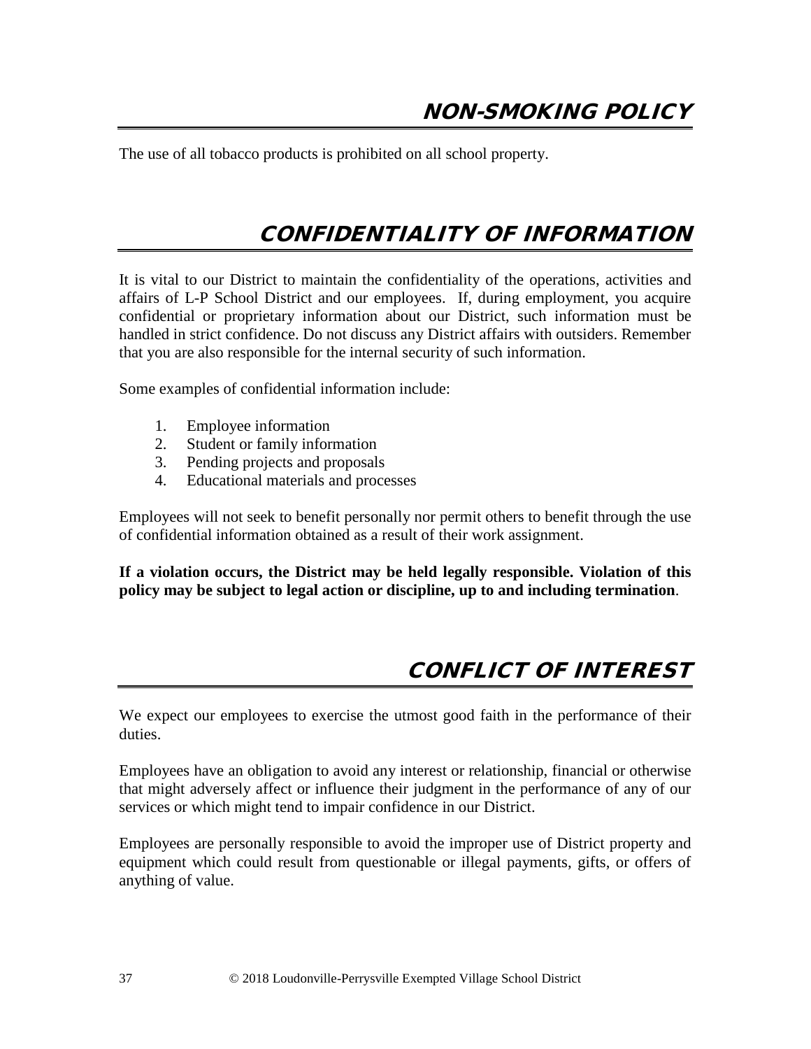## NON-SMOKING POLICY

The use of all tobacco products is prohibited on all school property.

## CONFIDENTIALITY OF INFORMATION

It is vital to our District to maintain the confidentiality of the operations, activities and affairs of L-P School District and our employees. If, during employment, you acquire confidential or proprietary information about our District, such information must be handled in strict confidence. Do not discuss any District affairs with outsiders. Remember that you are also responsible for the internal security of such information.

Some examples of confidential information include:

1. Employee information
2. Student or family information
3. Pending projects and proposals
4. Educational materials and processes

Employees will not seek to benefit personally nor permit others to benefit through the use of confidential information obtained as a result of their work assignment.

**If a violation occurs, the District may be held legally responsible. Violation of this policy may be subject to legal action or discipline, up to and including termination**.

## CONFLICT OF INTEREST

We expect our employees to exercise the utmost good faith in the performance of their duties.

Employees have an obligation to avoid any interest or relationship, financial or otherwise that might adversely affect or influence their judgment in the performance of any of our services or which might tend to impair confidence in our District.

Employees are personally responsible to avoid the improper use of District property and equipment which could result from questionable or illegal payments, gifts, or offers of anything of value.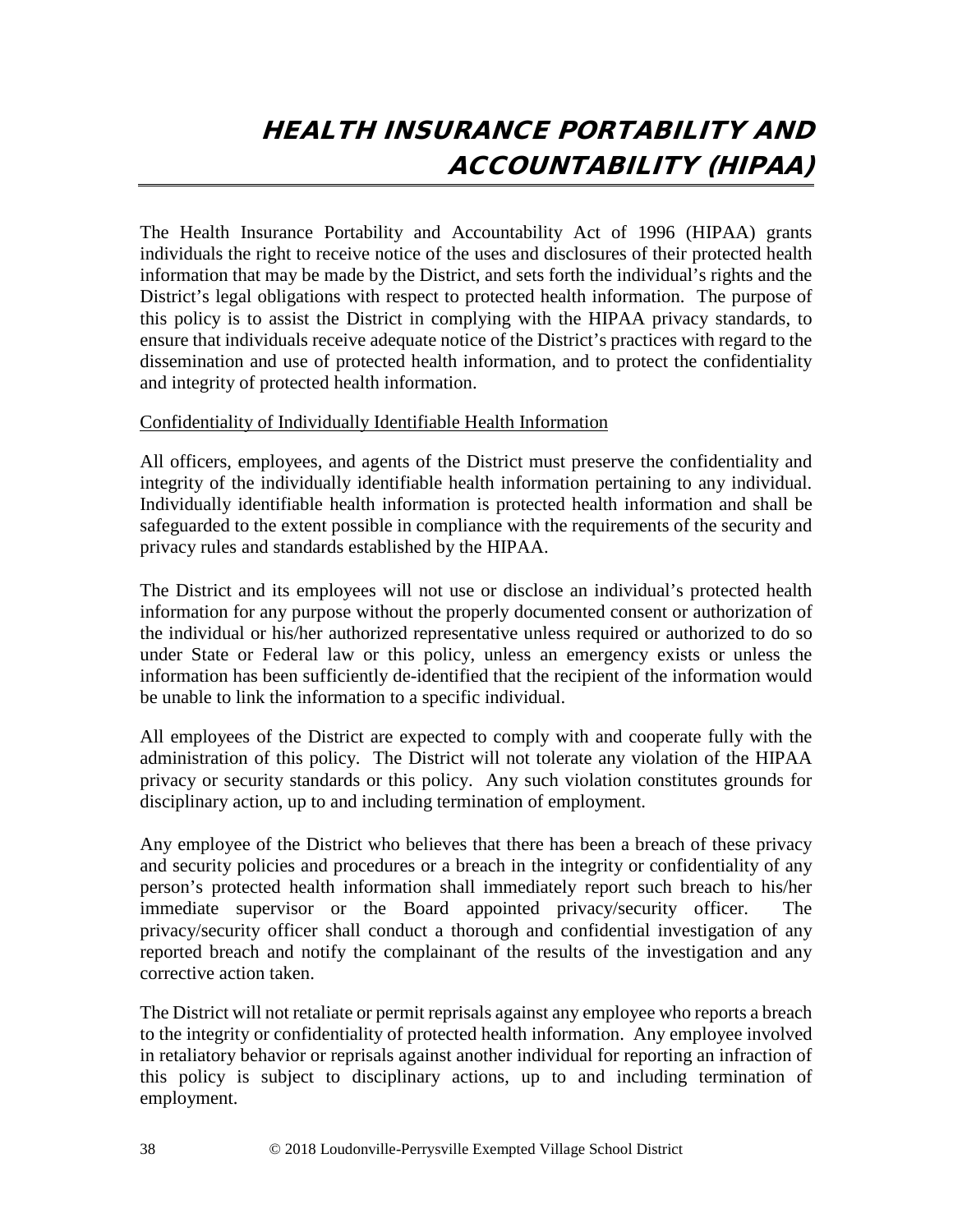# HEALTH INSURANCE PORTABILITY AND ACCOUNTABILITY (HIPAA)

The Health Insurance Portability and Accountability Act of 1996 (HIPAA) grants individuals the right to receive notice of the uses and disclosures of their protected health information that may be made by the District, and sets forth the individual's rights and the District's legal obligations with respect to protected health information. The purpose of this policy is to assist the District in complying with the HIPAA privacy standards, to ensure that individuals receive adequate notice of the District's practices with regard to the dissemination and use of protected health information, and to protect the confidentiality and integrity of protected health information.

<u>Confidentiality of Individually Identifiable Health Information</u>

All officers, employees, and agents of the District must preserve the confidentiality and integrity of the individually identifiable health information pertaining to any individual. Individually identifiable health information is protected health information and shall be safeguarded to the extent possible in compliance with the requirements of the security and privacy rules and standards established by the HIPAA.

The District and its employees will not use or disclose an individual's protected health information for any purpose without the properly documented consent or authorization of the individual or his/her authorized representative unless required or authorized to do so under State or Federal law or this policy, unless an emergency exists or unless the information has been sufficiently de-identified that the recipient of the information would be unable to link the information to a specific individual.

All employees of the District are expected to comply with and cooperate fully with the administration of this policy. The District will not tolerate any violation of the HIPAA privacy or security standards or this policy. Any such violation constitutes grounds for disciplinary action, up to and including termination of employment.

Any employee of the District who believes that there has been a breach of these privacy and security policies and procedures or a breach in the integrity or confidentiality of any person's protected health information shall immediately report such breach to his/her immediate supervisor or the Board appointed privacy/security officer. The privacy/security officer shall conduct a thorough and confidential investigation of any reported breach and notify the complainant of the results of the investigation and any corrective action taken.

The District will not retaliate or permit reprisals against any employee who reports a breach to the integrity or confidentiality of protected health information. Any employee involved in retaliatory behavior or reprisals against another individual for reporting an infraction of this policy is subject to disciplinary actions, up to and including termination of employment.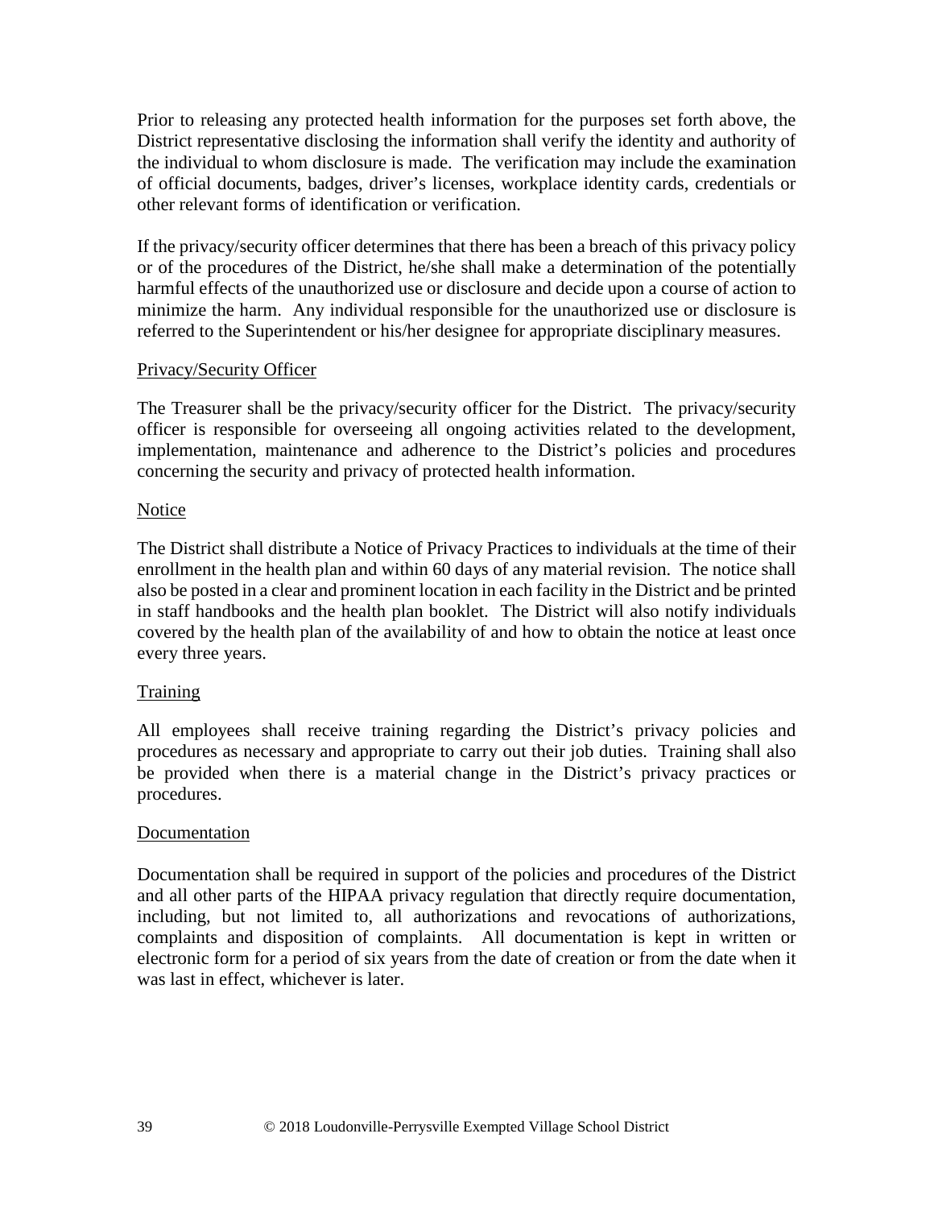Prior to releasing any protected health information for the purposes set forth above, the District representative disclosing the information shall verify the identity and authority of the individual to whom disclosure is made. The verification may include the examination of official documents, badges, driver's licenses, workplace identity cards, credentials or other relevant forms of identification or verification.

If the privacy/security officer determines that there has been a breach of this privacy policy or of the procedures of the District, he/she shall make a determination of the potentially harmful effects of the unauthorized use or disclosure and decide upon a course of action to minimize the harm. Any individual responsible for the unauthorized use or disclosure is referred to the Superintendent or his/her designee for appropriate disciplinary measures.

<u>Privacy/Security Officer</u>

The Treasurer shall be the privacy/security officer for the District. The privacy/security officer is responsible for overseeing all ongoing activities related to the development, implementation, maintenance and adherence to the District's policies and procedures concerning the security and privacy of protected health information.

<u>Notice</u>

The District shall distribute a Notice of Privacy Practices to individuals at the time of their enrollment in the health plan and within 60 days of any material revision. The notice shall also be posted in a clear and prominent location in each facility in the District and be printed in staff handbooks and the health plan booklet. The District will also notify individuals covered by the health plan of the availability of and how to obtain the notice at least once every three years.

<u>Training</u>

All employees shall receive training regarding the District's privacy policies and procedures as necessary and appropriate to carry out their job duties. Training shall also be provided when there is a material change in the District's privacy practices or procedures.

<u>Documentation</u>

Documentation shall be required in support of the policies and procedures of the District and all other parts of the HIPAA privacy regulation that directly require documentation, including, but not limited to, all authorizations and revocations of authorizations, complaints and disposition of complaints. All documentation is kept in written or electronic form for a period of six years from the date of creation or from the date when it was last in effect, whichever is later.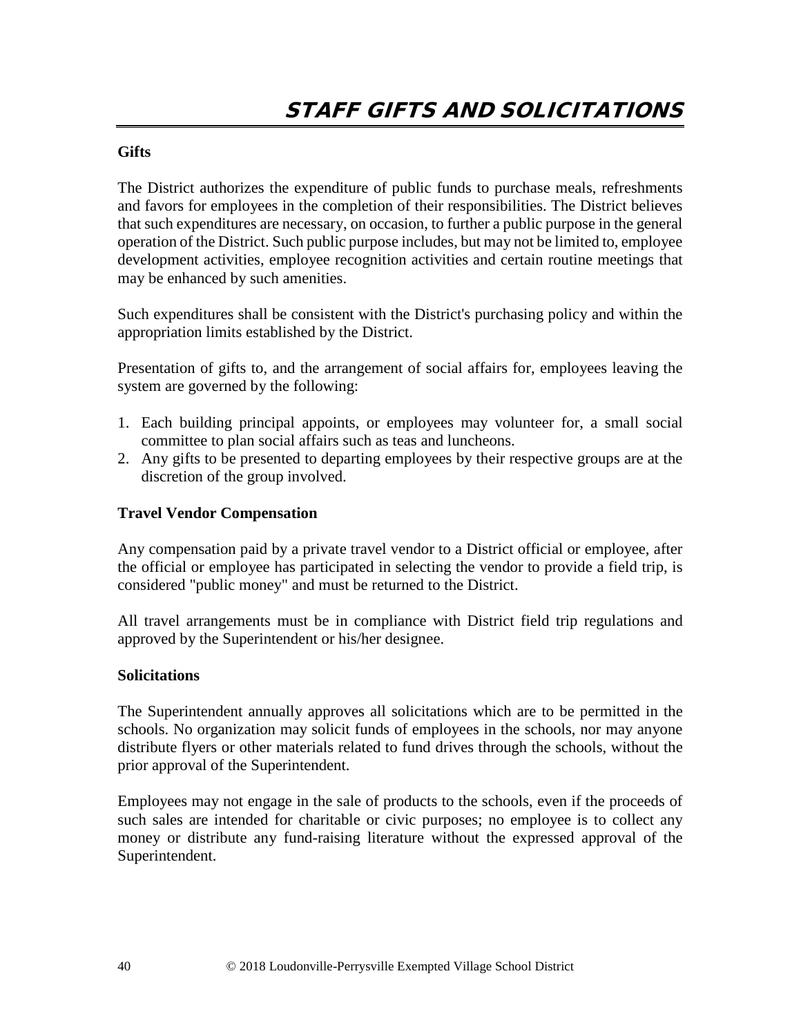# STAFF GIFTS AND SOLICITATIONS

**Gifts**

The District authorizes the expenditure of public funds to purchase meals, refreshments and favors for employees in the completion of their responsibilities. The District believes that such expenditures are necessary, on occasion, to further a public purpose in the general operation of the District. Such public purpose includes, but may not be limited to, employee development activities, employee recognition activities and certain routine meetings that may be enhanced by such amenities.

Such expenditures shall be consistent with the District's purchasing policy and within the appropriation limits established by the District.

Presentation of gifts to, and the arrangement of social affairs for, employees leaving the system are governed by the following:

1. Each building principal appoints, or employees may volunteer for, a small social committee to plan social affairs such as teas and luncheons.
2. Any gifts to be presented to departing employees by their respective groups are at the discretion of the group involved.

**Travel Vendor Compensation**

Any compensation paid by a private travel vendor to a District official or employee, after the official or employee has participated in selecting the vendor to provide a field trip, is considered "public money" and must be returned to the District.

All travel arrangements must be in compliance with District field trip regulations and approved by the Superintendent or his/her designee.

**Solicitations**

The Superintendent annually approves all solicitations which are to be permitted in the schools. No organization may solicit funds of employees in the schools, nor may anyone distribute flyers or other materials related to fund drives through the schools, without the prior approval of the Superintendent.

Employees may not engage in the sale of products to the schools, even if the proceeds of such sales are intended for charitable or civic purposes; no employee is to collect any money or distribute any fund-raising literature without the expressed approval of the Superintendent.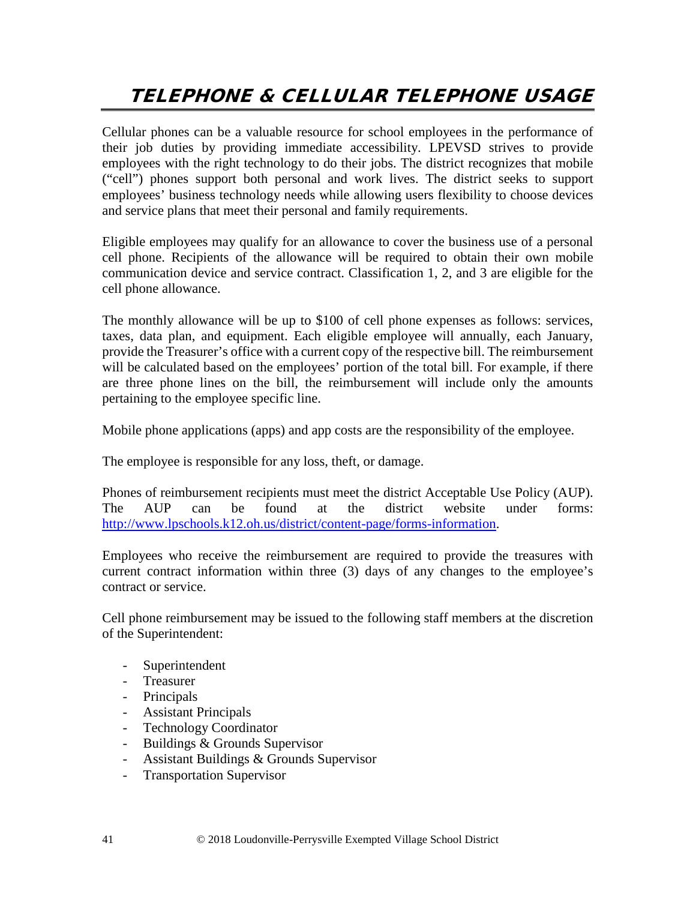# TELEPHONE & CELLULAR TELEPHONE USAGE

Cellular phones can be a valuable resource for school employees in the performance of their job duties by providing immediate accessibility. LPEVSD strives to provide employees with the right technology to do their jobs. The district recognizes that mobile ("cell") phones support both personal and work lives. The district seeks to support employees' business technology needs while allowing users flexibility to choose devices and service plans that meet their personal and family requirements.

Eligible employees may qualify for an allowance to cover the business use of a personal cell phone. Recipients of the allowance will be required to obtain their own mobile communication device and service contract. Classification 1, 2, and 3 are eligible for the cell phone allowance.

The monthly allowance will be up to $100 of cell phone expenses as follows: services, taxes, data plan, and equipment. Each eligible employee will annually, each January, provide the Treasurer's office with a current copy of the respective bill. The reimbursement will be calculated based on the employees' portion of the total bill. For example, if there are three phone lines on the bill, the reimbursement will include only the amounts pertaining to the employee specific line.

Mobile phone applications (apps) and app costs are the responsibility of the employee.

The employee is responsible for any loss, theft, or damage.

Phones of reimbursement recipients must meet the district Acceptable Use Policy (AUP). The AUP can be found at the district website under forms: http://www.lpschools.k12.oh.us/district/content-page/forms-information.

Employees who receive the reimbursement are required to provide the treasures with current contract information within three (3) days of any changes to the employee's contract or service.

Cell phone reimbursement may be issued to the following staff members at the discretion of the Superintendent:

- Superintendent
- Treasurer
- Principals
- Assistant Principals
- Technology Coordinator
- Buildings & Grounds Supervisor
- Assistant Buildings & Grounds Supervisor
- Transportation Supervisor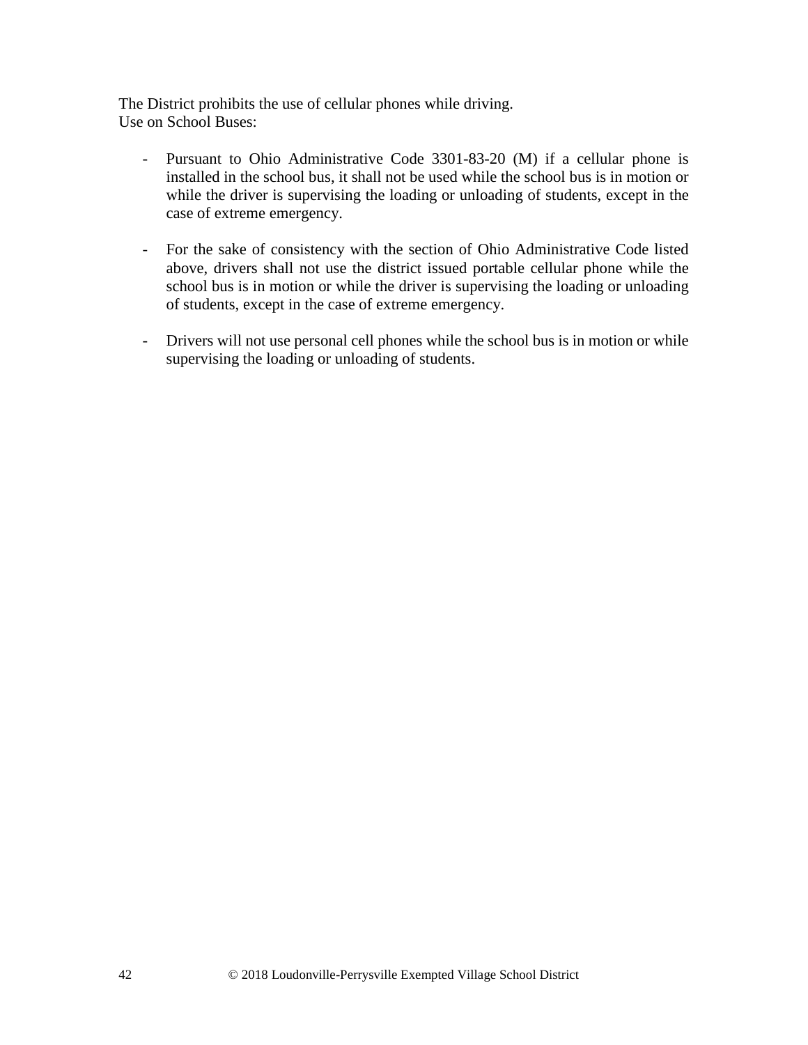The District prohibits the use of cellular phones while driving.
Use on School Buses:

- Pursuant to Ohio Administrative Code 3301-83-20 (M) if a cellular phone is installed in the school bus, it shall not be used while the school bus is in motion or while the driver is supervising the loading or unloading of students, except in the case of extreme emergency.

- For the sake of consistency with the section of Ohio Administrative Code listed above, drivers shall not use the district issued portable cellular phone while the school bus is in motion or while the driver is supervising the loading or unloading of students, except in the case of extreme emergency.

- Drivers will not use personal cell phones while the school bus is in motion or while supervising the loading or unloading of students.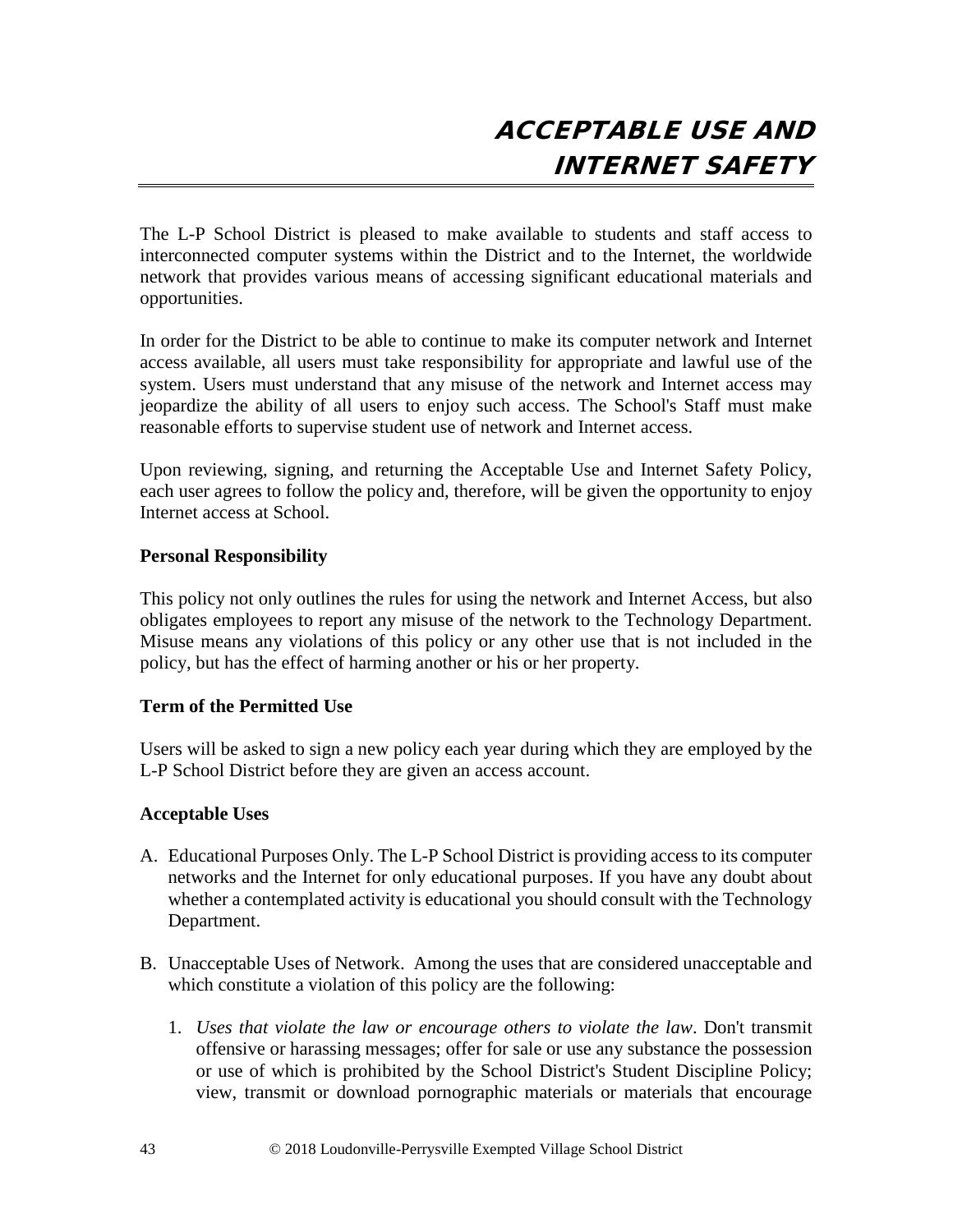# ACCEPTABLE USE AND INTERNET SAFETY

The L-P School District is pleased to make available to students and staff access to interconnected computer systems within the District and to the Internet, the worldwide network that provides various means of accessing significant educational materials and opportunities.

In order for the District to be able to continue to make its computer network and Internet access available, all users must take responsibility for appropriate and lawful use of the system. Users must understand that any misuse of the network and Internet access may jeopardize the ability of all users to enjoy such access. The School's Staff must make reasonable efforts to supervise student use of network and Internet access.

Upon reviewing, signing, and returning the Acceptable Use and Internet Safety Policy, each user agrees to follow the policy and, therefore, will be given the opportunity to enjoy Internet access at School.

**Personal Responsibility**

This policy not only outlines the rules for using the network and Internet Access, but also obligates employees to report any misuse of the network to the Technology Department. Misuse means any violations of this policy or any other use that is not included in the policy, but has the effect of harming another or his or her property.

**Term of the Permitted Use**

Users will be asked to sign a new policy each year during which they are employed by the L-P School District before they are given an access account.

**Acceptable Uses**

A. Educational Purposes Only. The L-P School District is providing access to its computer networks and the Internet for only educational purposes. If you have any doubt about whether a contemplated activity is educational you should consult with the Technology Department.

B. Unacceptable Uses of Network. Among the uses that are considered unacceptable and which constitute a violation of this policy are the following:

   1. *Uses that violate the law or encourage others to violate the law*. Don't transmit offensive or harassing messages; offer for sale or use any substance the possession or use of which is prohibited by the School District's Student Discipline Policy; view, transmit or download pornographic materials or materials that encourage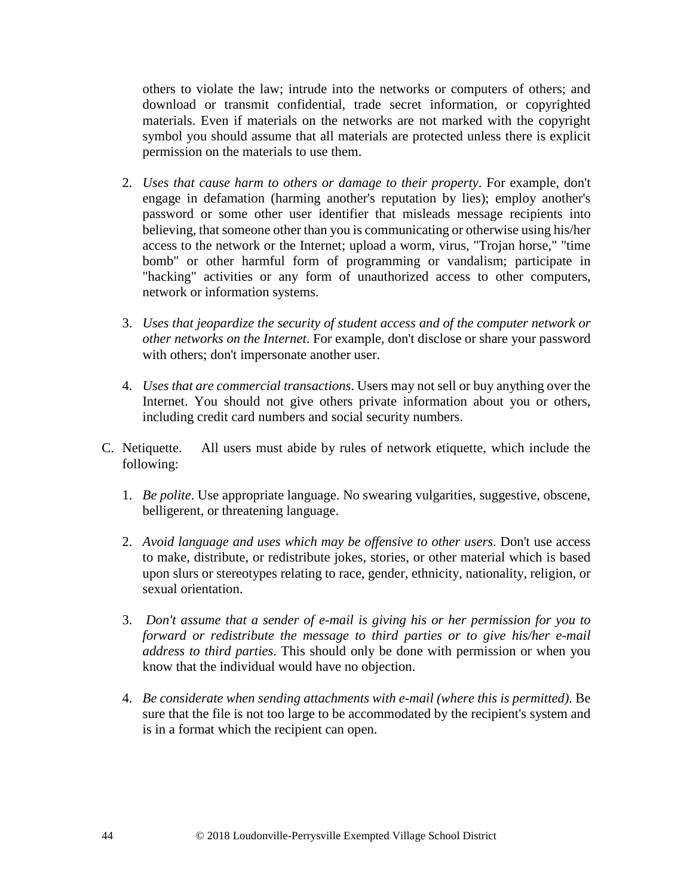others to violate the law; intrude into the networks or computers of others; and download or transmit confidential, trade secret information, or copyrighted materials. Even if materials on the networks are not marked with the copyright symbol you should assume that all materials are protected unless there is explicit permission on the materials to use them.

2. *Uses that cause harm to others or damage to their property*. For example, don't engage in defamation (harming another's reputation by lies); employ another's password or some other user identifier that misleads message recipients into believing, that someone other than you is communicating or otherwise using his/her access to the network or the Internet; upload a worm, virus, "Trojan horse," "time bomb" or other harmful form of programming or vandalism; participate in "hacking" activities or any form of unauthorized access to other computers, network or information systems.

3. *Uses that jeopardize the security of student access and of the computer network or other networks on the Internet*. For example, don't disclose or share your password with others; don't impersonate another user.

4. *Uses that are commercial transactions*. Users may not sell or buy anything over the Internet. You should not give others private information about you or others, including credit card numbers and social security numbers.

C. Netiquette. All users must abide by rules of network etiquette, which include the following:

1. *Be polite*. Use appropriate language. No swearing vulgarities, suggestive, obscene, belligerent, or threatening language.

2. *Avoid language and uses which may be offensive to other users*. Don't use access to make, distribute, or redistribute jokes, stories, or other material which is based upon slurs or stereotypes relating to race, gender, ethnicity, nationality, religion, or sexual orientation.

3. *Don't assume that a sender of e-mail is giving his or her permission for you to forward or redistribute the message to third parties or to give his/her e-mail address to third parties*. This should only be done with permission or when you know that the individual would have no objection.

4. *Be considerate when sending attachments with e-mail (where this is permitted)*. Be sure that the file is not too large to be accommodated by the recipient's system and is in a format which the recipient can open.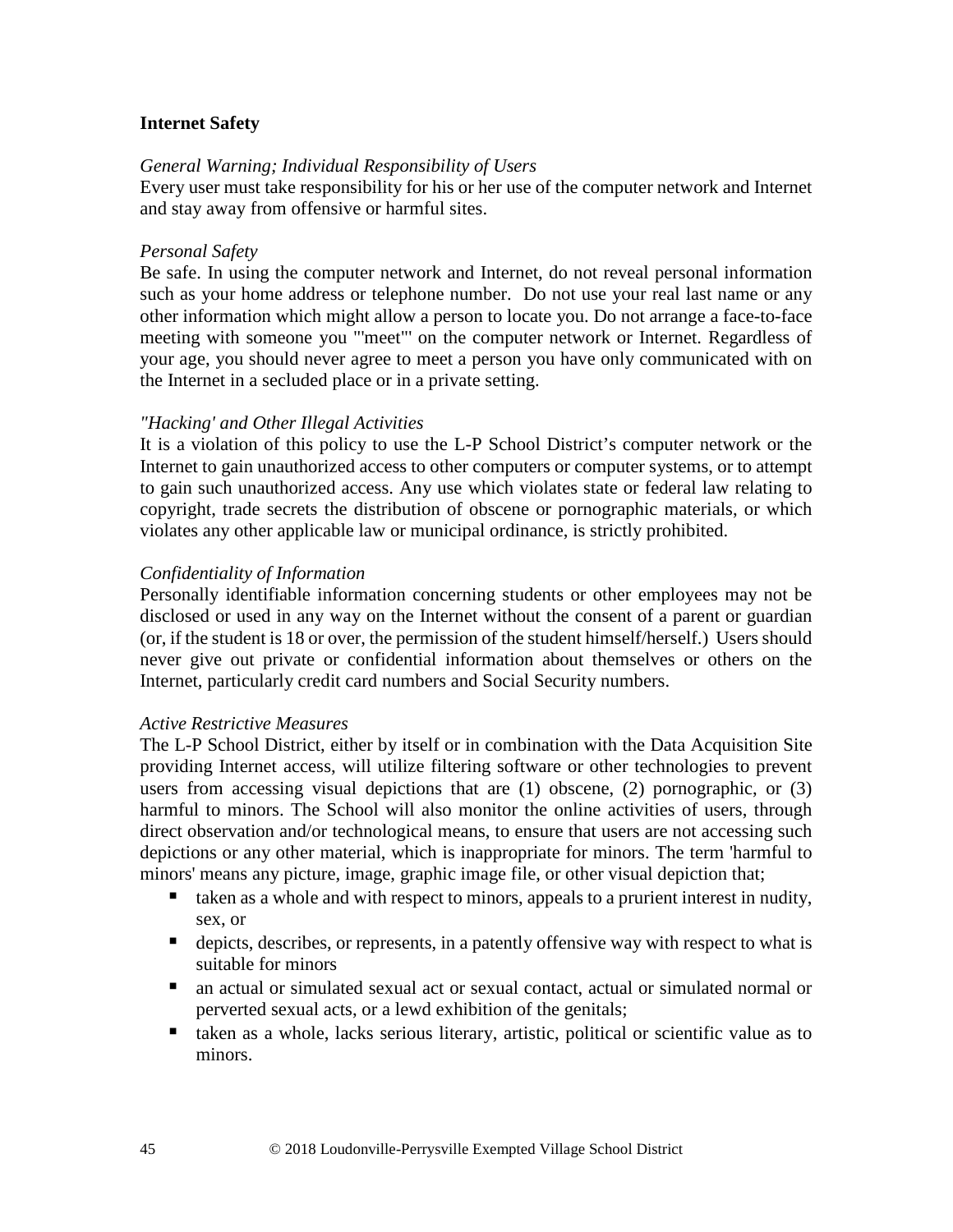**Internet Safety**

*General Warning; Individual Responsibility of Users*
Every user must take responsibility for his or her use of the computer network and Internet and stay away from offensive or harmful sites.

*Personal Safety*
Be safe. In using the computer network and Internet, do not reveal personal information such as your home address or telephone number. Do not use your real last name or any other information which might allow a person to locate you. Do not arrange a face-to-face meeting with someone you "'meet"' on the computer network or Internet. Regardless of your age, you should never agree to meet a person you have only communicated with on the Internet in a secluded place or in a private setting.

*"Hacking' and Other Illegal Activities*
It is a violation of this policy to use the L-P School District's computer network or the Internet to gain unauthorized access to other computers or computer systems, or to attempt to gain such unauthorized access. Any use which violates state or federal law relating to copyright, trade secrets the distribution of obscene or pornographic materials, or which violates any other applicable law or municipal ordinance, is strictly prohibited.

*Confidentiality of Information*
Personally identifiable information concerning students or other employees may not be disclosed or used in any way on the Internet without the consent of a parent or guardian (or, if the student is 18 or over, the permission of the student himself/herself.) Users should never give out private or confidential information about themselves or others on the Internet, particularly credit card numbers and Social Security numbers.

*Active Restrictive Measures*
The L-P School District, either by itself or in combination with the Data Acquisition Site providing Internet access, will utilize filtering software or other technologies to prevent users from accessing visual depictions that are (1) obscene, (2) pornographic, or (3) harmful to minors. The School will also monitor the online activities of users, through direct observation and/or technological means, to ensure that users are not accessing such depictions or any other material, which is inappropriate for minors. The term 'harmful to minors' means any picture, image, graphic image file, or other visual depiction that;

- taken as a whole and with respect to minors, appeals to a prurient interest in nudity, sex, or
- depicts, describes, or represents, in a patently offensive way with respect to what is suitable for minors
- an actual or simulated sexual act or sexual contact, actual or simulated normal or perverted sexual acts, or a lewd exhibition of the genitals;
- taken as a whole, lacks serious literary, artistic, political or scientific value as to minors.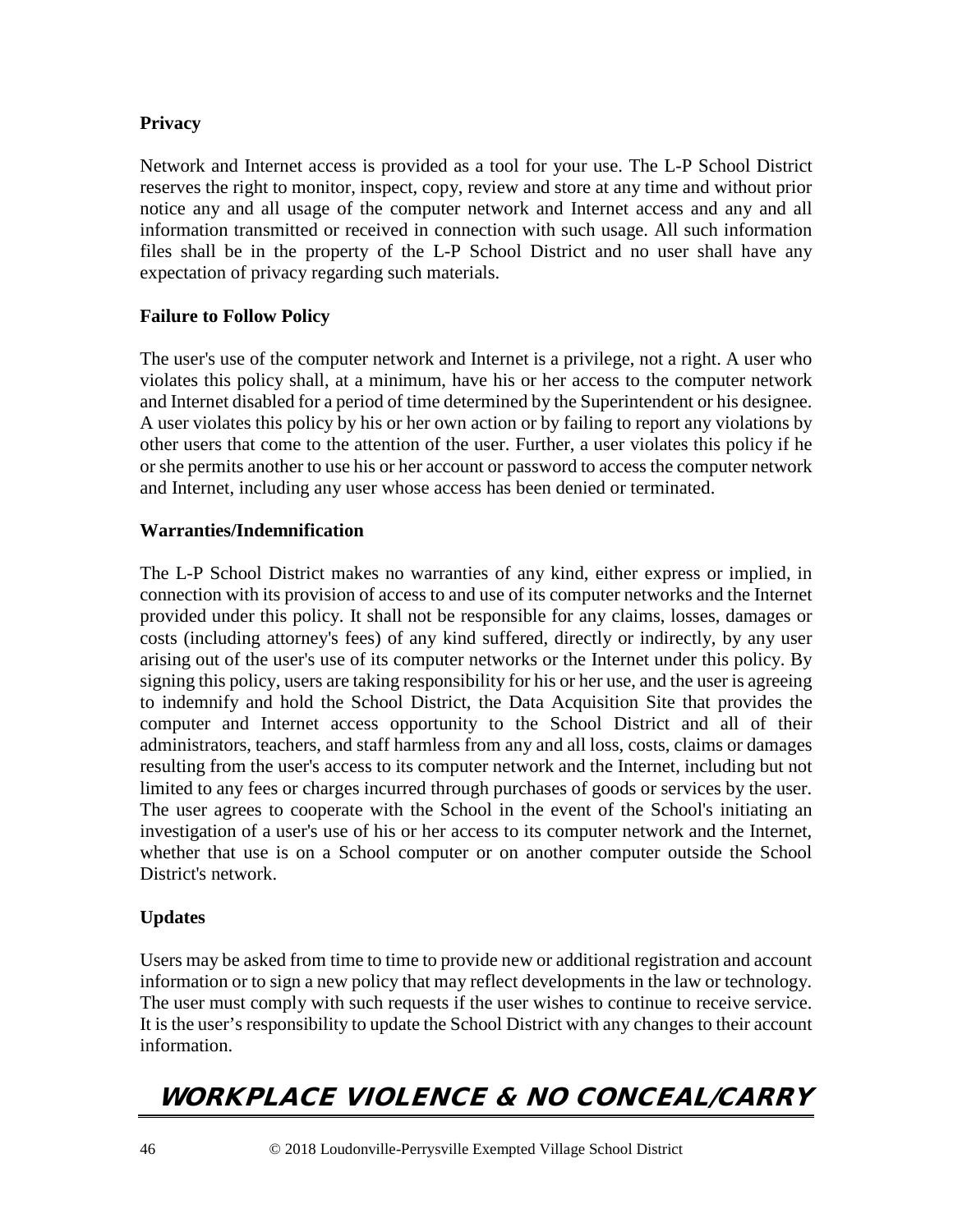### Privacy

Network and Internet access is provided as a tool for your use. The L-P School District reserves the right to monitor, inspect, copy, review and store at any time and without prior notice any and all usage of the computer network and Internet access and any and all information transmitted or received in connection with such usage. All such information files shall be in the property of the L-P School District and no user shall have any expectation of privacy regarding such materials.

### Failure to Follow Policy

The user's use of the computer network and Internet is a privilege, not a right. A user who violates this policy shall, at a minimum, have his or her access to the computer network and Internet disabled for a period of time determined by the Superintendent or his designee. A user violates this policy by his or her own action or by failing to report any violations by other users that come to the attention of the user. Further, a user violates this policy if he or she permits another to use his or her account or password to access the computer network and Internet, including any user whose access has been denied or terminated.

### Warranties/Indemnification

The L-P School District makes no warranties of any kind, either express or implied, in connection with its provision of access to and use of its computer networks and the Internet provided under this policy. It shall not be responsible for any claims, losses, damages or costs (including attorney's fees) of any kind suffered, directly or indirectly, by any user arising out of the user's use of its computer networks or the Internet under this policy. By signing this policy, users are taking responsibility for his or her use, and the user is agreeing to indemnify and hold the School District, the Data Acquisition Site that provides the computer and Internet access opportunity to the School District and all of their administrators, teachers, and staff harmless from any and all loss, costs, claims or damages resulting from the user's access to its computer network and the Internet, including but not limited to any fees or charges incurred through purchases of goods or services by the user. The user agrees to cooperate with the School in the event of the School's initiating an investigation of a user's use of his or her access to its computer network and the Internet, whether that use is on a School computer or on another computer outside the School District's network.

### Updates

Users may be asked from time to time to provide new or additional registration and account information or to sign a new policy that may reflect developments in the law or technology. The user must comply with such requests if the user wishes to continue to receive service. It is the user's responsibility to update the School District with any changes to their account information.

## WORKPLACE VIOLENCE & NO CONCEAL/CARRY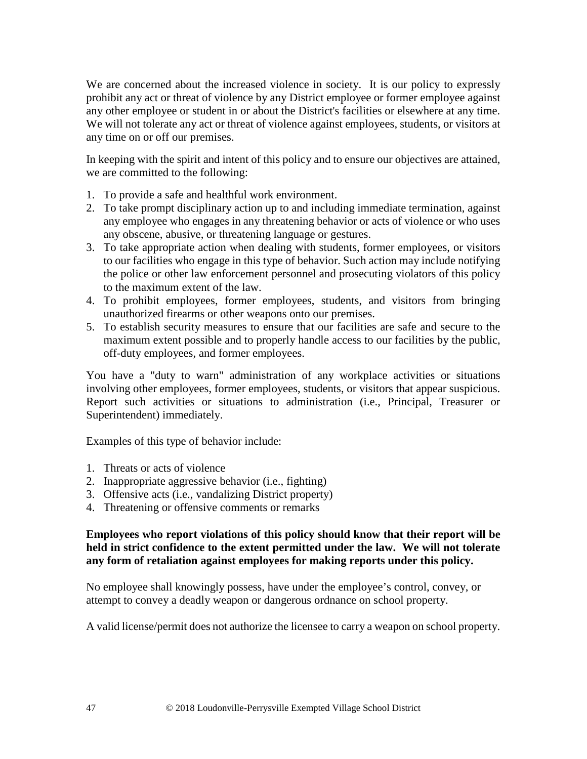We are concerned about the increased violence in society. It is our policy to expressly prohibit any act or threat of violence by any District employee or former employee against any other employee or student in or about the District's facilities or elsewhere at any time. We will not tolerate any act or threat of violence against employees, students, or visitors at any time on or off our premises.

In keeping with the spirit and intent of this policy and to ensure our objectives are attained, we are committed to the following:

1. To provide a safe and healthful work environment.
2. To take prompt disciplinary action up to and including immediate termination, against any employee who engages in any threatening behavior or acts of violence or who uses any obscene, abusive, or threatening language or gestures.
3. To take appropriate action when dealing with students, former employees, or visitors to our facilities who engage in this type of behavior. Such action may include notifying the police or other law enforcement personnel and prosecuting violators of this policy to the maximum extent of the law.
4. To prohibit employees, former employees, students, and visitors from bringing unauthorized firearms or other weapons onto our premises.
5. To establish security measures to ensure that our facilities are safe and secure to the maximum extent possible and to properly handle access to our facilities by the public, off-duty employees, and former employees.

You have a "duty to warn" administration of any workplace activities or situations involving other employees, former employees, students, or visitors that appear suspicious. Report such activities or situations to administration (i.e., Principal, Treasurer or Superintendent) immediately.

Examples of this type of behavior include:

1. Threats or acts of violence
2. Inappropriate aggressive behavior (i.e., fighting)
3. Offensive acts (i.e., vandalizing District property)
4. Threatening or offensive comments or remarks

**Employees who report violations of this policy should know that their report will be held in strict confidence to the extent permitted under the law. We will not tolerate any form of retaliation against employees for making reports under this policy.**

No employee shall knowingly possess, have under the employee's control, convey, or attempt to convey a deadly weapon or dangerous ordnance on school property.

A valid license/permit does not authorize the licensee to carry a weapon on school property.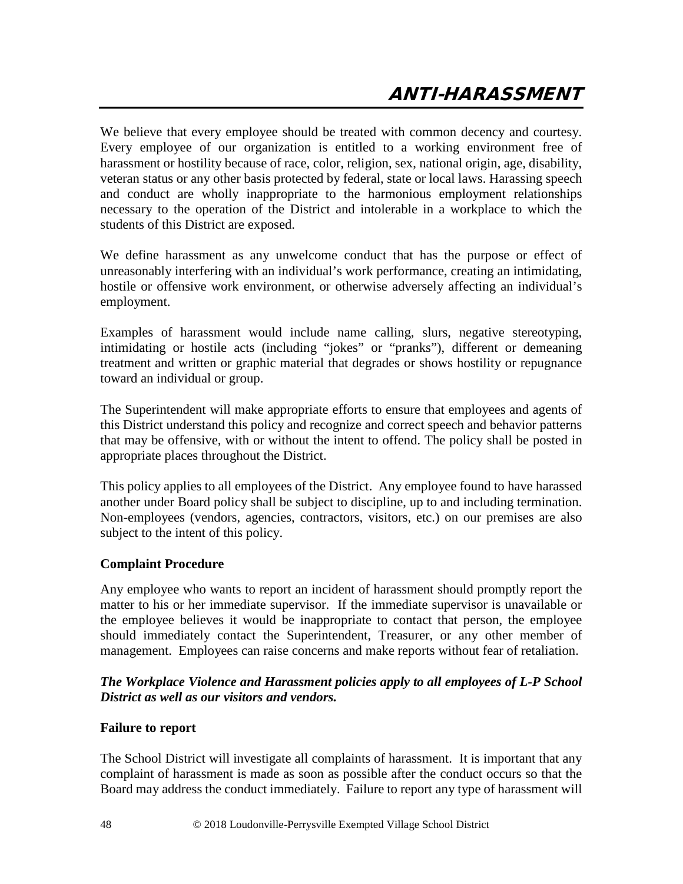# ANTI-HARASSMENT

We believe that every employee should be treated with common decency and courtesy. Every employee of our organization is entitled to a working environment free of harassment or hostility because of race, color, religion, sex, national origin, age, disability, veteran status or any other basis protected by federal, state or local laws. Harassing speech and conduct are wholly inappropriate to the harmonious employment relationships necessary to the operation of the District and intolerable in a workplace to which the students of this District are exposed.

We define harassment as any unwelcome conduct that has the purpose or effect of unreasonably interfering with an individual's work performance, creating an intimidating, hostile or offensive work environment, or otherwise adversely affecting an individual's employment.

Examples of harassment would include name calling, slurs, negative stereotyping, intimidating or hostile acts (including "jokes" or "pranks"), different or demeaning treatment and written or graphic material that degrades or shows hostility or repugnance toward an individual or group.

The Superintendent will make appropriate efforts to ensure that employees and agents of this District understand this policy and recognize and correct speech and behavior patterns that may be offensive, with or without the intent to offend. The policy shall be posted in appropriate places throughout the District.

This policy applies to all employees of the District. Any employee found to have harassed another under Board policy shall be subject to discipline, up to and including termination. Non-employees (vendors, agencies, contractors, visitors, etc.) on our premises are also subject to the intent of this policy.

**Complaint Procedure**

Any employee who wants to report an incident of harassment should promptly report the matter to his or her immediate supervisor. If the immediate supervisor is unavailable or the employee believes it would be inappropriate to contact that person, the employee should immediately contact the Superintendent, Treasurer, or any other member of management. Employees can raise concerns and make reports without fear of retaliation.

***The Workplace Violence and Harassment policies apply to all employees of L-P School District as well as our visitors and vendors.***

**Failure to report**

The School District will investigate all complaints of harassment. It is important that any complaint of harassment is made as soon as possible after the conduct occurs so that the Board may address the conduct immediately. Failure to report any type of harassment will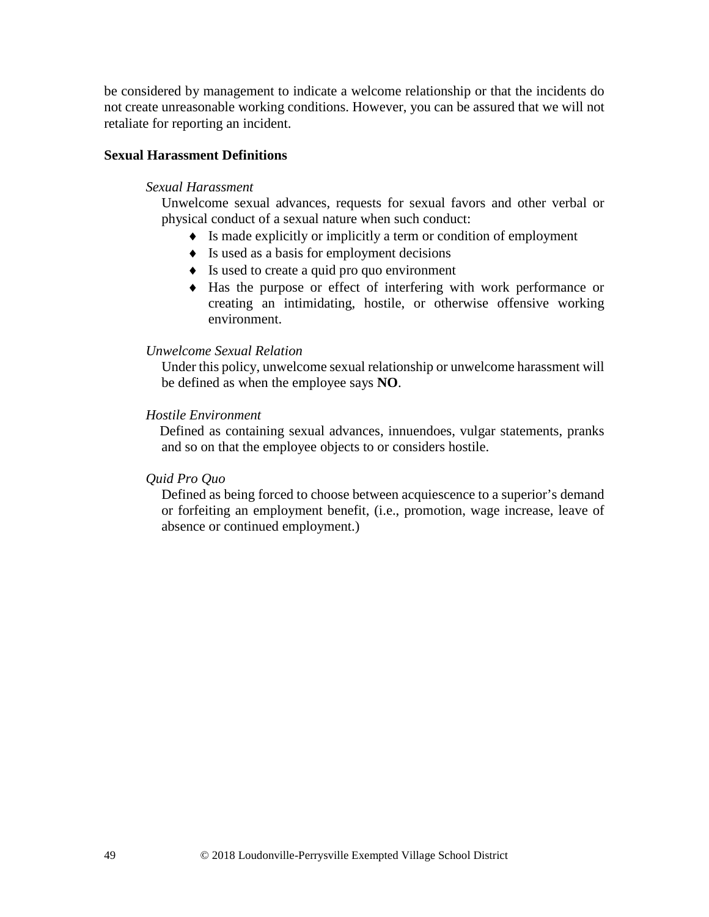be considered by management to indicate a welcome relationship or that the incidents do not create unreasonable working conditions. However, you can be assured that we will not retaliate for reporting an incident.

**Sexual Harassment Definitions**

*Sexual Harassment*

Unwelcome sexual advances, requests for sexual favors and other verbal or physical conduct of a sexual nature when such conduct:

- Is made explicitly or implicitly a term or condition of employment
- Is used as a basis for employment decisions
- Is used to create a quid pro quo environment
- Has the purpose or effect of interfering with work performance or creating an intimidating, hostile, or otherwise offensive working environment.

*Unwelcome Sexual Relation*

Under this policy, unwelcome sexual relationship or unwelcome harassment will be defined as when the employee says **NO**.

*Hostile Environment*

Defined as containing sexual advances, innuendoes, vulgar statements, pranks and so on that the employee objects to or considers hostile.

*Quid Pro Quo*

Defined as being forced to choose between acquiescence to a superior's demand or forfeiting an employment benefit, (i.e., promotion, wage increase, leave of absence or continued employment.)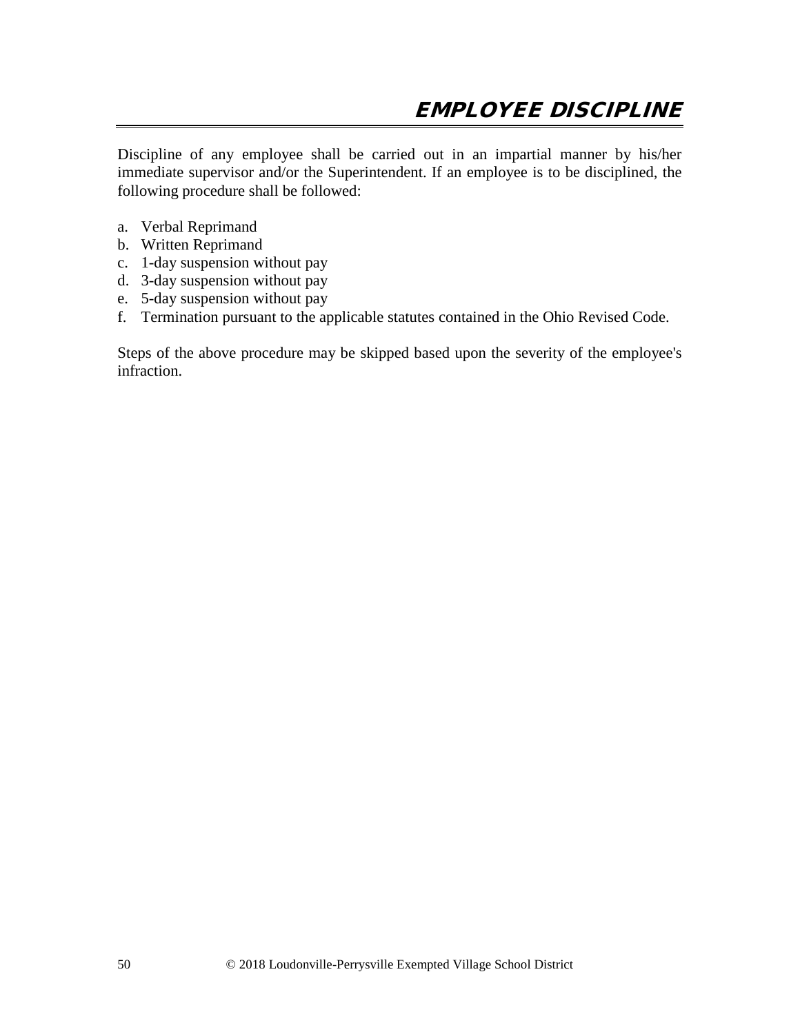# EMPLOYEE DISCIPLINE

Discipline of any employee shall be carried out in an impartial manner by his/her immediate supervisor and/or the Superintendent. If an employee is to be disciplined, the following procedure shall be followed:

a. Verbal Reprimand
b. Written Reprimand
c. 1-day suspension without pay
d. 3-day suspension without pay
e. 5-day suspension without pay
f. Termination pursuant to the applicable statutes contained in the Ohio Revised Code.

Steps of the above procedure may be skipped based upon the severity of the employee's infraction.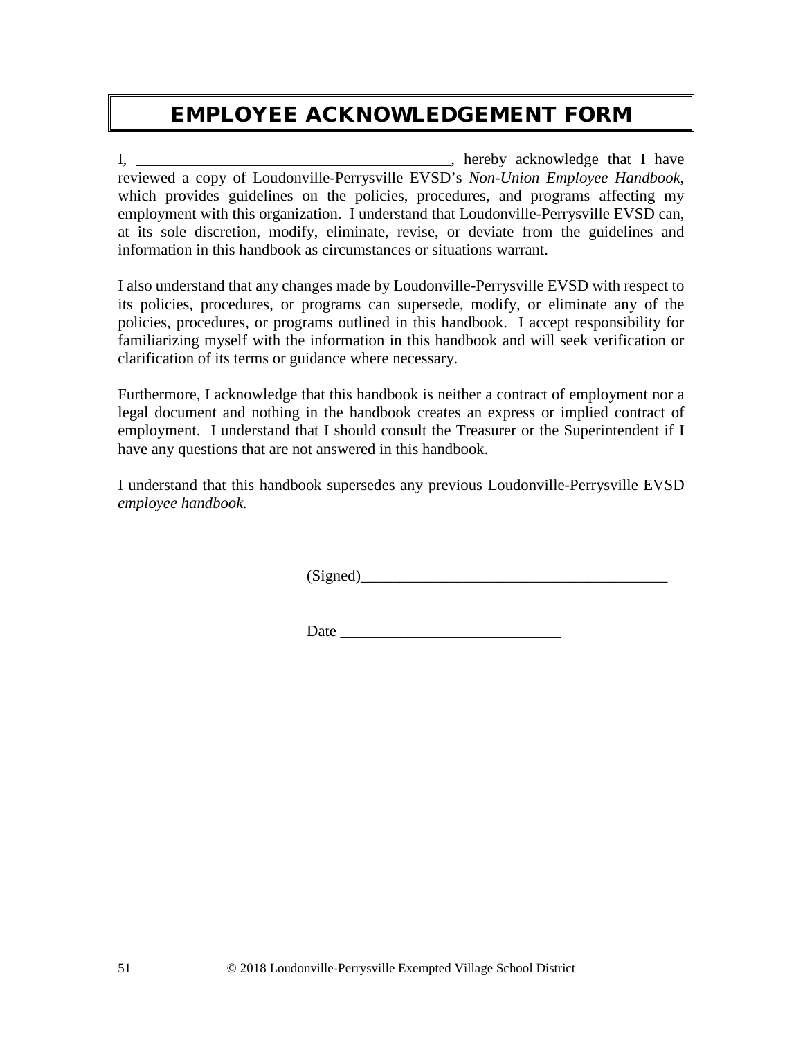# EMPLOYEE ACKNOWLEDGEMENT FORM

I, ________________________________________, hereby acknowledge that I have reviewed a copy of Loudonville-Perrysville EVSD's *Non-Union Employee Handbook*, which provides guidelines on the policies, procedures, and programs affecting my employment with this organization. I understand that Loudonville-Perrysville EVSD can, at its sole discretion, modify, eliminate, revise, or deviate from the guidelines and information in this handbook as circumstances or situations warrant.

I also understand that any changes made by Loudonville-Perrysville EVSD with respect to its policies, procedures, or programs can supersede, modify, or eliminate any of the policies, procedures, or programs outlined in this handbook. I accept responsibility for familiarizing myself with the information in this handbook and will seek verification or clarification of its terms or guidance where necessary.

Furthermore, I acknowledge that this handbook is neither a contract of employment nor a legal document and nothing in the handbook creates an express or implied contract of employment. I understand that I should consult the Treasurer or the Superintendent if I have any questions that are not answered in this handbook.

I understand that this handbook supersedes any previous Loudonville-Perrysville EVSD *employee handbook.*

(Signed)________________________________________

Date ____________________________

© 2018 Loudonville-Perrysville Exempted Village School District